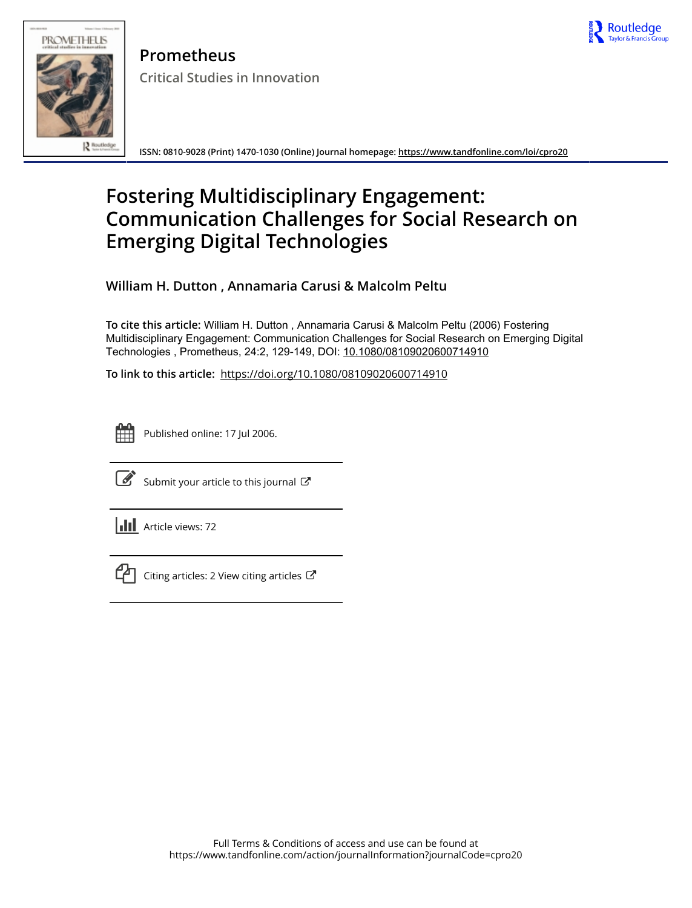**Prometheus**

Critical Studies in Innovation

ISSN: 0810-9028 (Print) 1470-1030 (Online) Journal homepage: https://www.tandfonline.com/loi/cpro20

# Fostering Multidisciplinary Engagement: Communication Challenges for Social Research on Emerging Digital Technologies

**William H. Dutton , Annamaria Carusi & Malcolm Peltu**

**To cite this article:** William H. Dutton , Annamaria Carusi & Malcolm Peltu (2006) Fostering Multidisciplinary Engagement: Communication Challenges for Social Research on Emerging Digital Technologies , Prometheus, 24:2, 129-149, DOI: 10.1080/08109020600714910

**To link to this article:** https://doi.org/10.1080/08109020600714910

Published online: 17 Jul 2006.

Submit your article to this journal

Article views: 72

Citing articles: 2 View citing articles

Full Terms & Conditions of access and use can be found at
https://www.tandfonline.com/action/journalInformation?journalCode=cpro20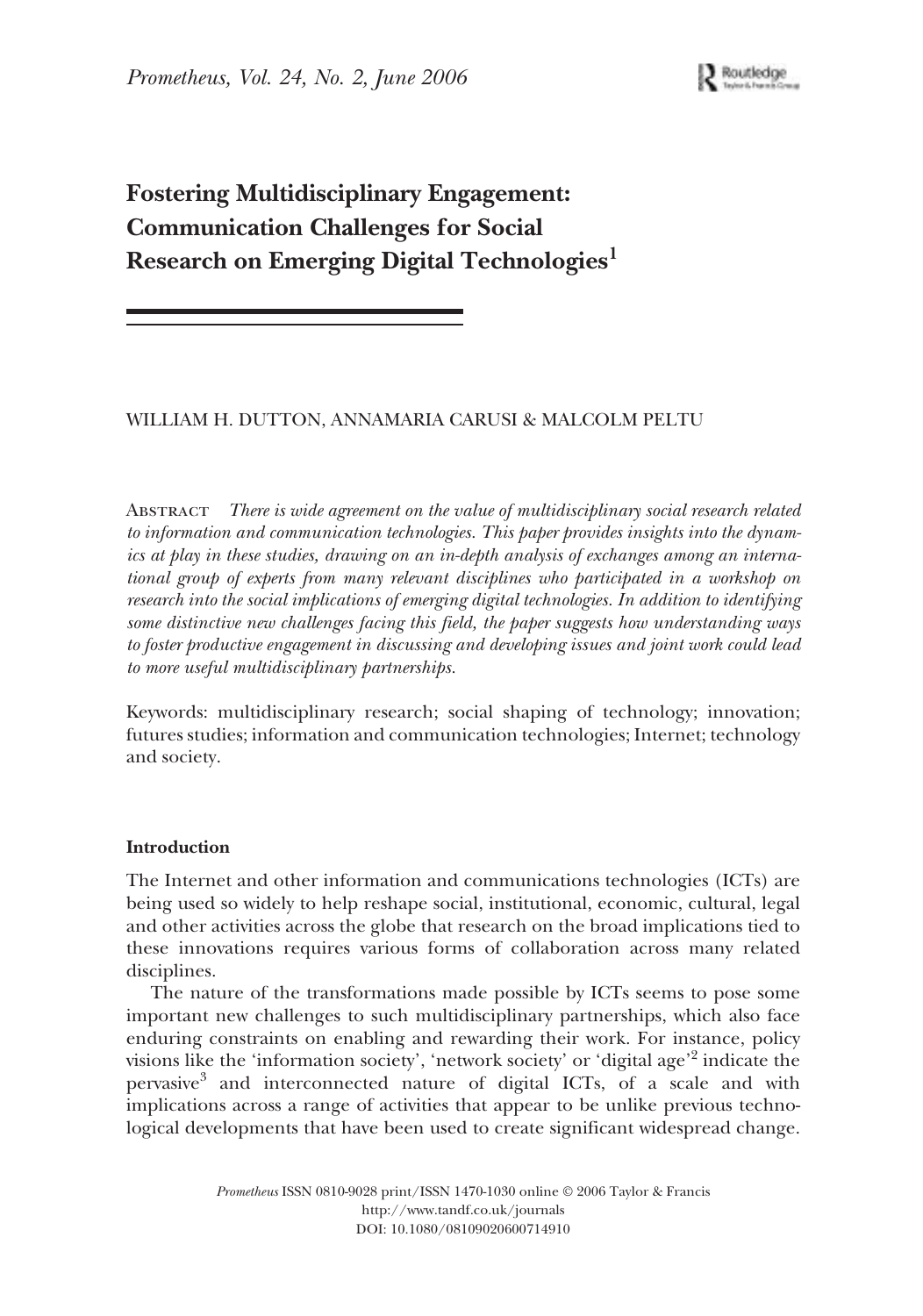# Fostering Multidisciplinary Engagement: Communication Challenges for Social Research on Emerging Digital Technologies[1]

WILLIAM H. DUTTON, ANNAMARIA CARUSI & MALCOLM PELTU

ABSTRACT *There is wide agreement on the value of multidisciplinary social research related to information and communication technologies. This paper provides insights into the dynamics at play in these studies, drawing on an in-depth analysis of exchanges among an international group of experts from many relevant disciplines who participated in a workshop on research into the social implications of emerging digital technologies. In addition to identifying some distinctive new challenges facing this field, the paper suggests how understanding ways to foster productive engagement in discussing and developing issues and joint work could lead to more useful multidisciplinary partnerships.*

Keywords: multidisciplinary research; social shaping of technology; innovation; futures studies; information and communication technologies; Internet; technology and society.

## Introduction

The Internet and other information and communications technologies (ICTs) are being used so widely to help reshape social, institutional, economic, cultural, legal and other activities across the globe that research on the broad implications tied to these innovations requires various forms of collaboration across many related disciplines.

The nature of the transformations made possible by ICTs seems to pose some important new challenges to such multidisciplinary partnerships, which also face enduring constraints on enabling and rewarding their work. For instance, policy visions like the 'information society', 'network society' or 'digital age'[2] indicate the pervasive[3] and interconnected nature of digital ICTs, of a scale and with implications across a range of activities that appear to be unlike previous technological developments that have been used to create significant widespread change.

*Prometheus* ISSN 0810-9028 print/ISSN 1470-1030 online © 2006 Taylor & Francis
http://www.tandf.co.uk/journals
DOI: 10.1080/08109020600714910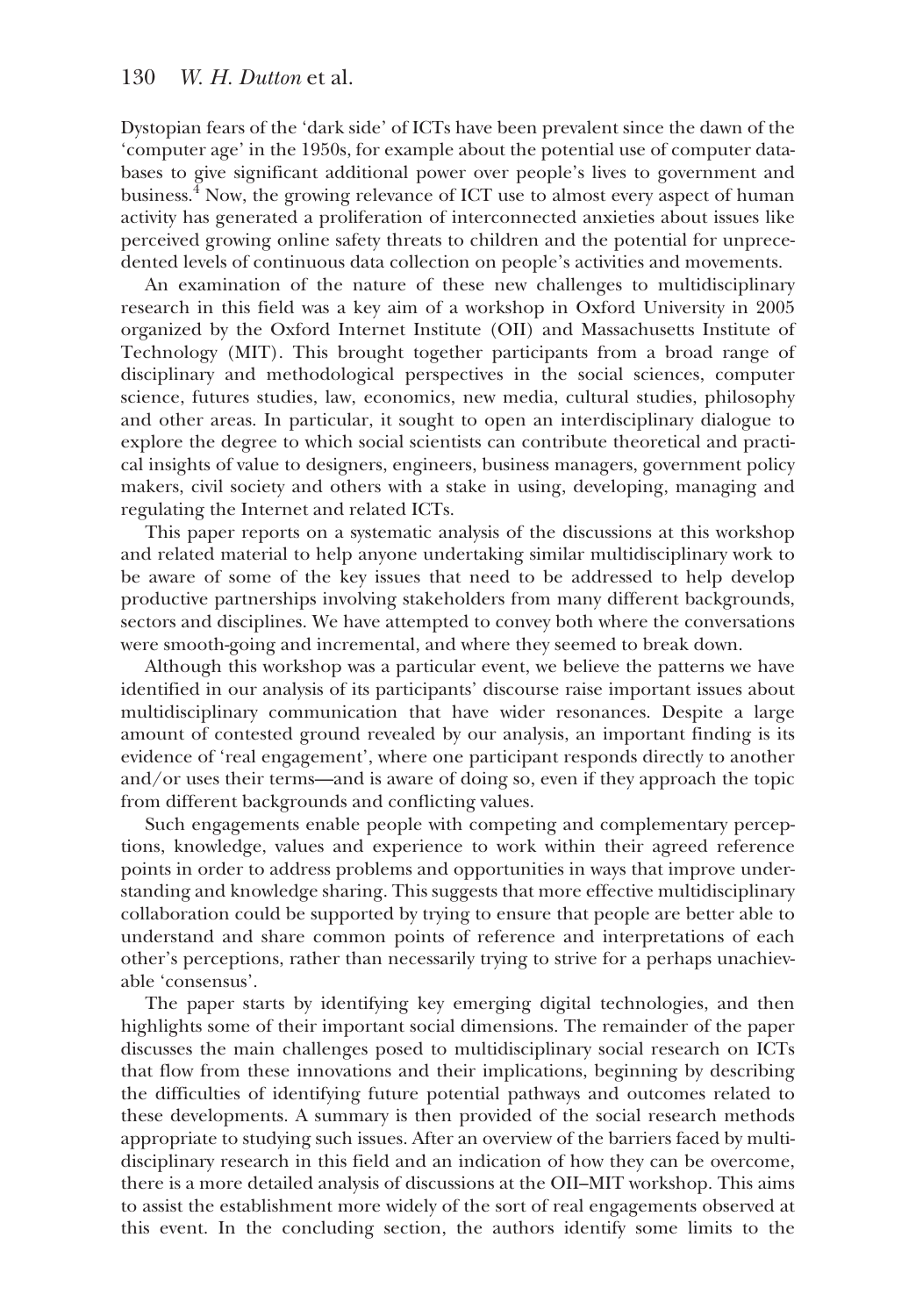Dystopian fears of the 'dark side' of ICTs have been prevalent since the dawn of the 'computer age' in the 1950s, for example about the potential use of computer databases to give significant additional power over people's lives to government and business.[4] Now, the growing relevance of ICT use to almost every aspect of human activity has generated a proliferation of interconnected anxieties about issues like perceived growing online safety threats to children and the potential for unprecedented levels of continuous data collection on people's activities and movements.

An examination of the nature of these new challenges to multidisciplinary research in this field was a key aim of a workshop in Oxford University in 2005 organized by the Oxford Internet Institute (OII) and Massachusetts Institute of Technology (MIT). This brought together participants from a broad range of disciplinary and methodological perspectives in the social sciences, computer science, futures studies, law, economics, new media, cultural studies, philosophy and other areas. In particular, it sought to open an interdisciplinary dialogue to explore the degree to which social scientists can contribute theoretical and practical insights of value to designers, engineers, business managers, government policy makers, civil society and others with a stake in using, developing, managing and regulating the Internet and related ICTs.

This paper reports on a systematic analysis of the discussions at this workshop and related material to help anyone undertaking similar multidisciplinary work to be aware of some of the key issues that need to be addressed to help develop productive partnerships involving stakeholders from many different backgrounds, sectors and disciplines. We have attempted to convey both where the conversations were smooth-going and incremental, and where they seemed to break down.

Although this workshop was a particular event, we believe the patterns we have identified in our analysis of its participants' discourse raise important issues about multidisciplinary communication that have wider resonances. Despite a large amount of contested ground revealed by our analysis, an important finding is its evidence of 'real engagement', where one participant responds directly to another and/or uses their terms—and is aware of doing so, even if they approach the topic from different backgrounds and conflicting values.

Such engagements enable people with competing and complementary perceptions, knowledge, values and experience to work within their agreed reference points in order to address problems and opportunities in ways that improve understanding and knowledge sharing. This suggests that more effective multidisciplinary collaboration could be supported by trying to ensure that people are better able to understand and share common points of reference and interpretations of each other's perceptions, rather than necessarily trying to strive for a perhaps unachievable 'consensus'.

The paper starts by identifying key emerging digital technologies, and then highlights some of their important social dimensions. The remainder of the paper discusses the main challenges posed to multidisciplinary social research on ICTs that flow from these innovations and their implications, beginning by describing the difficulties of identifying future potential pathways and outcomes related to these developments. A summary is then provided of the social research methods appropriate to studying such issues. After an overview of the barriers faced by multidisciplinary research in this field and an indication of how they can be overcome, there is a more detailed analysis of discussions at the OII–MIT workshop. This aims to assist the establishment more widely of the sort of real engagements observed at this event. In the concluding section, the authors identify some limits to the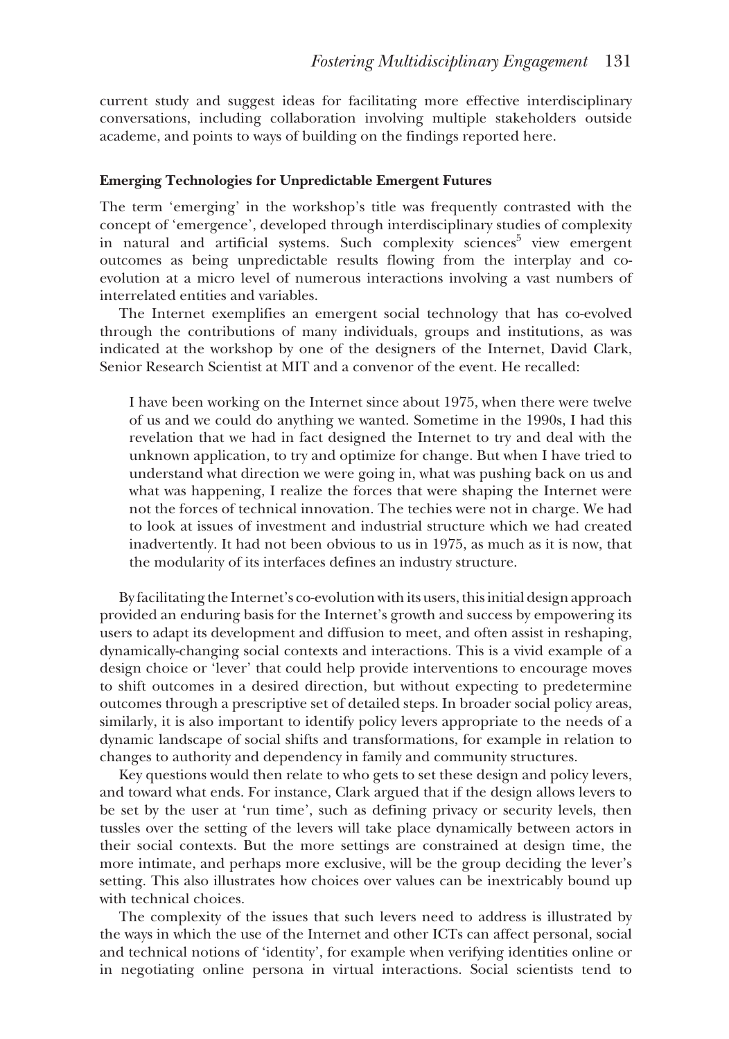current study and suggest ideas for facilitating more effective interdisciplinary conversations, including collaboration involving multiple stakeholders outside academe, and points to ways of building on the findings reported here.

### Emerging Technologies for Unpredictable Emergent Futures

The term 'emerging' in the workshop's title was frequently contrasted with the concept of 'emergence', developed through interdisciplinary studies of complexity in natural and artificial systems. Such complexity sciences[5] view emergent outcomes as being unpredictable results flowing from the interplay and co-evolution at a micro level of numerous interactions involving a vast numbers of interrelated entities and variables.

The Internet exemplifies an emergent social technology that has co-evolved through the contributions of many individuals, groups and institutions, as was indicated at the workshop by one of the designers of the Internet, David Clark, Senior Research Scientist at MIT and a convenor of the event. He recalled:

> I have been working on the Internet since about 1975, when there were twelve of us and we could do anything we wanted. Sometime in the 1990s, I had this revelation that we had in fact designed the Internet to try and deal with the unknown application, to try and optimize for change. But when I have tried to understand what direction we were going in, what was pushing back on us and what was happening, I realize the forces that were shaping the Internet were not the forces of technical innovation. The techies were not in charge. We had to look at issues of investment and industrial structure which we had created inadvertently. It had not been obvious to us in 1975, as much as it is now, that the modularity of its interfaces defines an industry structure.

By facilitating the Internet's co-evolution with its users, this initial design approach provided an enduring basis for the Internet's growth and success by empowering its users to adapt its development and diffusion to meet, and often assist in reshaping, dynamically-changing social contexts and interactions. This is a vivid example of a design choice or 'lever' that could help provide interventions to encourage moves to shift outcomes in a desired direction, but without expecting to predetermine outcomes through a prescriptive set of detailed steps. In broader social policy areas, similarly, it is also important to identify policy levers appropriate to the needs of a dynamic landscape of social shifts and transformations, for example in relation to changes to authority and dependency in family and community structures.

Key questions would then relate to who gets to set these design and policy levers, and toward what ends. For instance, Clark argued that if the design allows levers to be set by the user at 'run time', such as defining privacy or security levels, then tussles over the setting of the levers will take place dynamically between actors in their social contexts. But the more settings are constrained at design time, the more intimate, and perhaps more exclusive, will be the group deciding the lever's setting. This also illustrates how choices over values can be inextricably bound up with technical choices.

The complexity of the issues that such levers need to address is illustrated by the ways in which the use of the Internet and other ICTs can affect personal, social and technical notions of 'identity', for example when verifying identities online or in negotiating online persona in virtual interactions. Social scientists tend to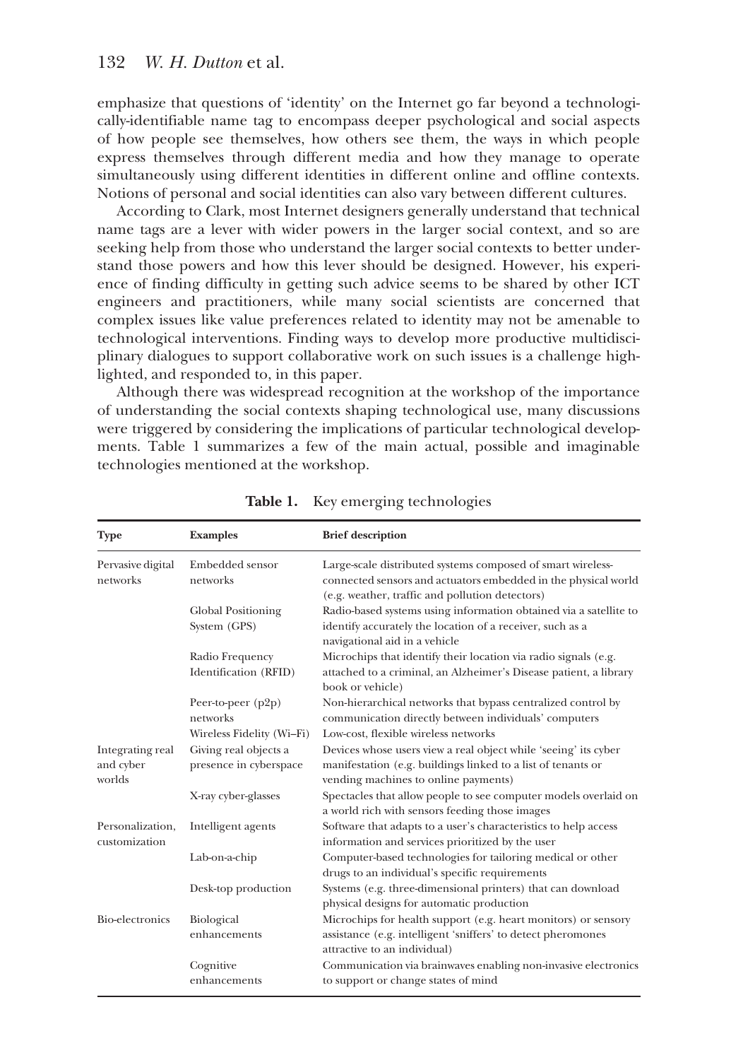emphasize that questions of 'identity' on the Internet go far beyond a technologically-identifiable name tag to encompass deeper psychological and social aspects of how people see themselves, how others see them, the ways in which people express themselves through different media and how they manage to operate simultaneously using different identities in different online and offline contexts. Notions of personal and social identities can also vary between different cultures.

According to Clark, most Internet designers generally understand that technical name tags are a lever with wider powers in the larger social context, and so are seeking help from those who understand the larger social contexts to better understand those powers and how this lever should be designed. However, his experience of finding difficulty in getting such advice seems to be shared by other ICT engineers and practitioners, while many social scientists are concerned that complex issues like value preferences related to identity may not be amenable to technological interventions. Finding ways to develop more productive multidisciplinary dialogues to support collaborative work on such issues is a challenge highlighted, and responded to, in this paper.

Although there was widespread recognition at the workshop of the importance of understanding the social contexts shaping technological use, many discussions were triggered by considering the implications of particular technological developments. Table 1 summarizes a few of the main actual, possible and imaginable technologies mentioned at the workshop.

**Table 1.** Key emerging technologies

| Type | Examples | Brief description |
|---|---|---|
| Pervasive digital networks | Embedded sensor networks | Large-scale distributed systems composed of smart wireless-connected sensors and actuators embedded in the physical world (e.g. weather, traffic and pollution detectors) |
| | Global Positioning System (GPS) | Radio-based systems using information obtained via a satellite to identify accurately the location of a receiver, such as a navigational aid in a vehicle |
| | Radio Frequency Identification (RFID) | Microchips that identify their location via radio signals (e.g. attached to a criminal, an Alzheimer's Disease patient, a library book or vehicle) |
| | Peer-to-peer (p2p) networks | Non-hierarchical networks that bypass centralized control by communication directly between individuals' computers |
| | Wireless Fidelity (Wi–Fi) | Low-cost, flexible wireless networks |
| Integrating real and cyber worlds | Giving real objects a presence in cyberspace | Devices whose users view a real object while 'seeing' its cyber manifestation (e.g. buildings linked to a list of tenants or vending machines to online payments) |
| | X-ray cyber-glasses | Spectacles that allow people to see computer models overlaid on a world rich with sensors feeding those images |
| Personalization, customization | Intelligent agents | Software that adapts to a user's characteristics to help access information and services prioritized by the user |
| | Lab-on-a-chip | Computer-based technologies for tailoring medical or other drugs to an individual's specific requirements |
| | Desk-top production | Systems (e.g. three-dimensional printers) that can download physical designs for automatic production |
| Bio-electronics | Biological enhancements | Microchips for health support (e.g. heart monitors) or sensory assistance (e.g. intelligent 'sniffers' to detect pheromones attractive to an individual) |
| | Cognitive enhancements | Communication via brainwaves enabling non-invasive electronics to support or change states of mind |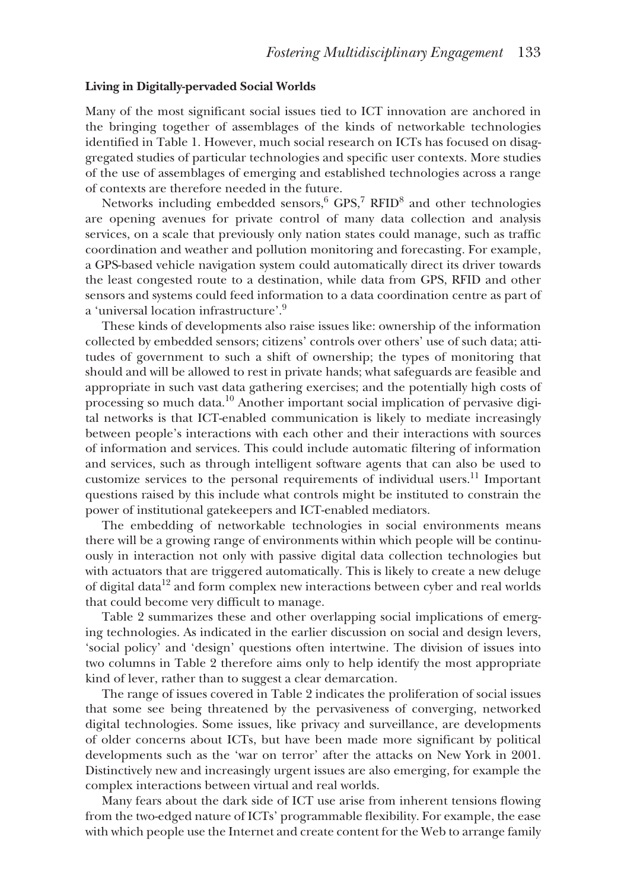**Living in Digitally-pervaded Social Worlds**

Many of the most significant social issues tied to ICT innovation are anchored in the bringing together of assemblages of the kinds of networkable technologies identified in Table 1. However, much social research on ICTs has focused on disaggregated studies of particular technologies and specific user contexts. More studies of the use of assemblages of emerging and established technologies across a range of contexts are therefore needed in the future.

Networks including embedded sensors,[6] GPS,[7] RFID[8] and other technologies are opening avenues for private control of many data collection and analysis services, on a scale that previously only nation states could manage, such as traffic coordination and weather and pollution monitoring and forecasting. For example, a GPS-based vehicle navigation system could automatically direct its driver towards the least congested route to a destination, while data from GPS, RFID and other sensors and systems could feed information to a data coordination centre as part of a 'universal location infrastructure'.[9]

These kinds of developments also raise issues like: ownership of the information collected by embedded sensors; citizens' controls over others' use of such data; attitudes of government to such a shift of ownership; the types of monitoring that should and will be allowed to rest in private hands; what safeguards are feasible and appropriate in such vast data gathering exercises; and the potentially high costs of processing so much data.[10] Another important social implication of pervasive digital networks is that ICT-enabled communication is likely to mediate increasingly between people's interactions with each other and their interactions with sources of information and services. This could include automatic filtering of information and services, such as through intelligent software agents that can also be used to customize services to the personal requirements of individual users.[11] Important questions raised by this include what controls might be instituted to constrain the power of institutional gatekeepers and ICT-enabled mediators.

The embedding of networkable technologies in social environments means there will be a growing range of environments within which people will be continuously in interaction not only with passive digital data collection technologies but with actuators that are triggered automatically. This is likely to create a new deluge of digital data[12] and form complex new interactions between cyber and real worlds that could become very difficult to manage.

Table 2 summarizes these and other overlapping social implications of emerging technologies. As indicated in the earlier discussion on social and design levers, 'social policy' and 'design' questions often intertwine. The division of issues into two columns in Table 2 therefore aims only to help identify the most appropriate kind of lever, rather than to suggest a clear demarcation.

The range of issues covered in Table 2 indicates the proliferation of social issues that some see being threatened by the pervasiveness of converging, networked digital technologies. Some issues, like privacy and surveillance, are developments of older concerns about ICTs, but have been made more significant by political developments such as the 'war on terror' after the attacks on New York in 2001. Distinctively new and increasingly urgent issues are also emerging, for example the complex interactions between virtual and real worlds.

Many fears about the dark side of ICT use arise from inherent tensions flowing from the two-edged nature of ICTs' programmable flexibility. For example, the ease with which people use the Internet and create content for the Web to arrange family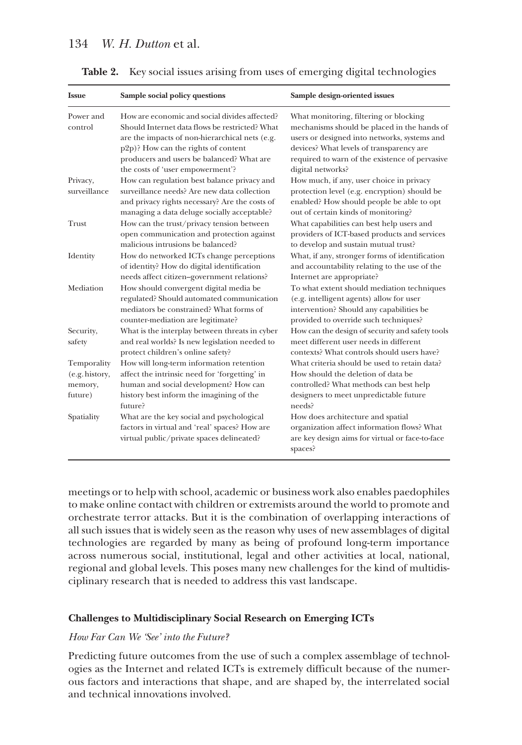**Table 2.** Key social issues arising from uses of emerging digital technologies

| Issue | Sample social policy questions | Sample design-oriented issues |
|---|---|---|
| Power and control | How are economic and social divides affected? Should Internet data flows be restricted? What are the impacts of non-hierarchical nets (e.g. p2p)? How can the rights of content producers and users be balanced? What are the costs of 'user empowerment'? | What monitoring, filtering or blocking mechanisms should be placed in the hands of users or designed into networks, systems and devices? What levels of transparency are required to warn of the existence of pervasive digital networks? |
| Privacy, surveillance | How can regulation best balance privacy and surveillance needs? Are new data collection and privacy rights necessary? Are the costs of managing a data deluge socially acceptable? | How much, if any, user choice in privacy protection level (e.g. encryption) should be enabled? How should people be able to opt out of certain kinds of monitoring? |
| Trust | How can the trust/privacy tension between open communication and protection against malicious intrusions be balanced? | What capabilities can best help users and providers of ICT-based products and services to develop and sustain mutual trust? |
| Identity | How do networked ICTs change perceptions of identity? How do digital identification needs affect citizen–government relations? | What, if any, stronger forms of identification and accountability relating to the use of the Internet are appropriate? |
| Mediation | How should convergent digital media be regulated? Should automated communication mediators be constrained? What forms of counter-mediation are legitimate? | To what extent should mediation techniques (e.g. intelligent agents) allow for user intervention? Should any capabilities be provided to override such techniques? |
| Security, safety | What is the interplay between threats in cyber and real worlds? Is new legislation needed to protect children's online safety? | How can the design of security and safety tools meet different user needs in different contexts? What controls should users have? |
| Temporality (e.g. history, memory, future) | How will long-term information retention affect the intrinsic need for 'forgetting' in human and social development? How can history best inform the imagining of the future? | What criteria should be used to retain data? How should the deletion of data be controlled? What methods can best help designers to meet unpredictable future needs? |
| Spatiality | What are the key social and psychological factors in virtual and 'real' spaces? How are virtual public/private spaces delineated? | How does architecture and spatial organization affect information flows? What are key design aims for virtual or face-to-face spaces? |

meetings or to help with school, academic or business work also enables paedophiles to make online contact with children or extremists around the world to promote and orchestrate terror attacks. But it is the combination of overlapping interactions of all such issues that is widely seen as the reason why uses of new assemblages of digital technologies are regarded by many as being of profound long-term importance across numerous social, institutional, legal and other activities at local, national, regional and global levels. This poses many new challenges for the kind of multidisciplinary research that is needed to address this vast landscape.

### Challenges to Multidisciplinary Social Research on Emerging ICTs

#### *How Far Can We 'See' into the Future?*

Predicting future outcomes from the use of such a complex assemblage of technologies as the Internet and related ICTs is extremely difficult because of the numerous factors and interactions that shape, and are shaped by, the interrelated social and technical innovations involved.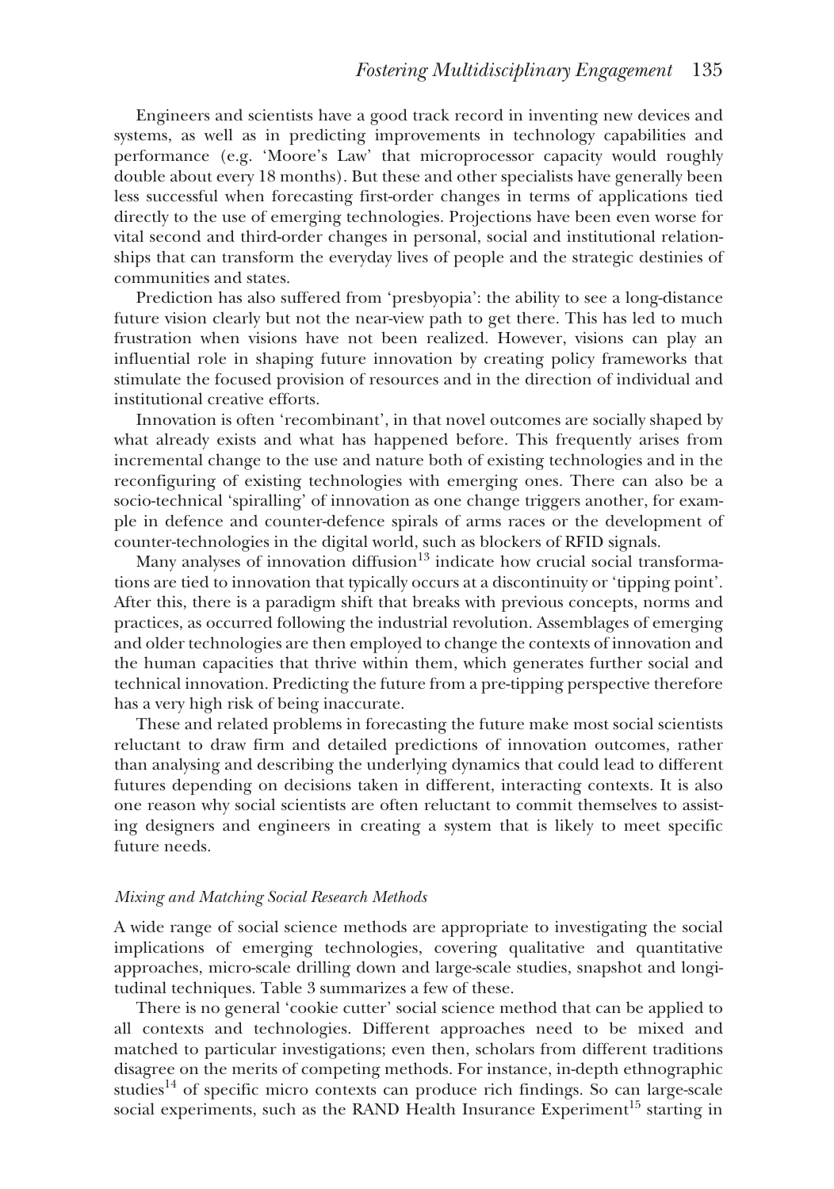Engineers and scientists have a good track record in inventing new devices and systems, as well as in predicting improvements in technology capabilities and performance (e.g. 'Moore's Law' that microprocessor capacity would roughly double about every 18 months). But these and other specialists have generally been less successful when forecasting first-order changes in terms of applications tied directly to the use of emerging technologies. Projections have been even worse for vital second and third-order changes in personal, social and institutional relationships that can transform the everyday lives of people and the strategic destinies of communities and states.

Prediction has also suffered from 'presbyopia': the ability to see a long-distance future vision clearly but not the near-view path to get there. This has led to much frustration when visions have not been realized. However, visions can play an influential role in shaping future innovation by creating policy frameworks that stimulate the focused provision of resources and in the direction of individual and institutional creative efforts.

Innovation is often 'recombinant', in that novel outcomes are socially shaped by what already exists and what has happened before. This frequently arises from incremental change to the use and nature both of existing technologies and in the reconfiguring of existing technologies with emerging ones. There can also be a socio-technical 'spiralling' of innovation as one change triggers another, for example in defence and counter-defence spirals of arms races or the development of counter-technologies in the digital world, such as blockers of RFID signals.

Many analyses of innovation diffusion[13] indicate how crucial social transformations are tied to innovation that typically occurs at a discontinuity or 'tipping point'. After this, there is a paradigm shift that breaks with previous concepts, norms and practices, as occurred following the industrial revolution. Assemblages of emerging and older technologies are then employed to change the contexts of innovation and the human capacities that thrive within them, which generates further social and technical innovation. Predicting the future from a pre-tipping perspective therefore has a very high risk of being inaccurate.

These and related problems in forecasting the future make most social scientists reluctant to draw firm and detailed predictions of innovation outcomes, rather than analysing and describing the underlying dynamics that could lead to different futures depending on decisions taken in different, interacting contexts. It is also one reason why social scientists are often reluctant to commit themselves to assisting designers and engineers in creating a system that is likely to meet specific future needs.

### *Mixing and Matching Social Research Methods*

A wide range of social science methods are appropriate to investigating the social implications of emerging technologies, covering qualitative and quantitative approaches, micro-scale drilling down and large-scale studies, snapshot and longitudinal techniques. Table 3 summarizes a few of these.

There is no general 'cookie cutter' social science method that can be applied to all contexts and technologies. Different approaches need to be mixed and matched to particular investigations; even then, scholars from different traditions disagree on the merits of competing methods. For instance, in-depth ethnographic studies[14] of specific micro contexts can produce rich findings. So can large-scale social experiments, such as the RAND Health Insurance Experiment[15] starting in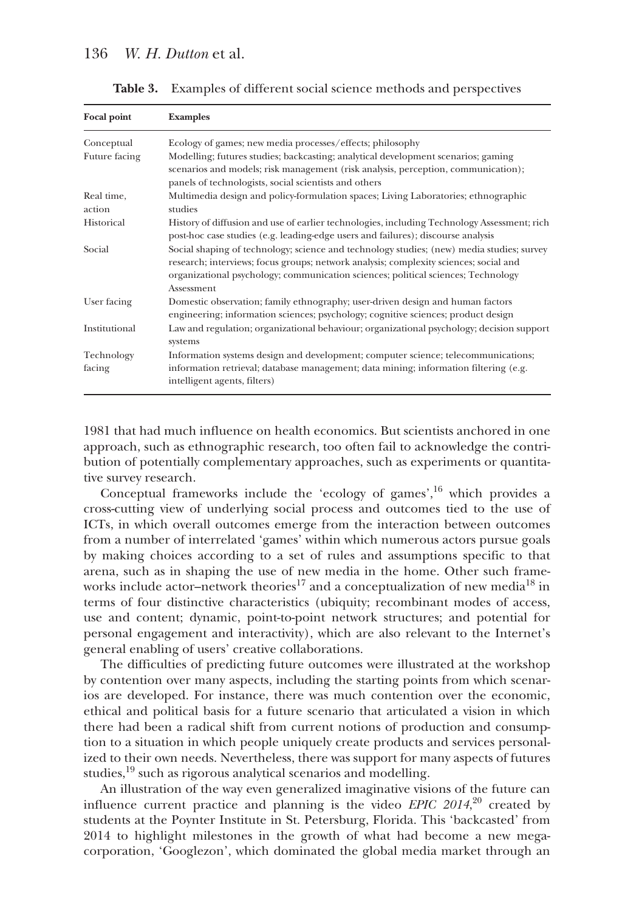**Table 3.** Examples of different social science methods and perspectives

| Focal point | Examples |
|---|---|
| Conceptual | Ecology of games; new media processes/effects; philosophy |
| Future facing | Modelling; futures studies; backcasting; analytical development scenarios; gaming scenarios and models; risk management (risk analysis, perception, communication); panels of technologists, social scientists and others |
| Real time, action | Multimedia design and policy-formulation spaces; Living Laboratories; ethnographic studies |
| Historical | History of diffusion and use of earlier technologies, including Technology Assessment; rich post-hoc case studies (e.g. leading-edge users and failures); discourse analysis |
| Social | Social shaping of technology; science and technology studies; (new) media studies; survey research; interviews; focus groups; network analysis; complexity sciences; social and organizational psychology; communication sciences; political sciences; Technology Assessment |
| User facing | Domestic observation; family ethnography; user-driven design and human factors engineering; information sciences; psychology; cognitive sciences; product design |
| Institutional | Law and regulation; organizational behaviour; organizational psychology; decision support systems |
| Technology facing | Information systems design and development; computer science; telecommunications; information retrieval; database management; data mining; information filtering (e.g. intelligent agents, filters) |

1981 that had much influence on health economics. But scientists anchored in one approach, such as ethnographic research, too often fail to acknowledge the contribution of potentially complementary approaches, such as experiments or quantitative survey research.

Conceptual frameworks include the 'ecology of games',[16] which provides a cross-cutting view of underlying social process and outcomes tied to the use of ICTs, in which overall outcomes emerge from the interaction between outcomes from a number of interrelated 'games' within which numerous actors pursue goals by making choices according to a set of rules and assumptions specific to that arena, such as in shaping the use of new media in the home. Other such frameworks include actor–network theories[17] and a conceptualization of new media[18] in terms of four distinctive characteristics (ubiquity; recombinant modes of access, use and content; dynamic, point-to-point network structures; and potential for personal engagement and interactivity), which are also relevant to the Internet's general enabling of users' creative collaborations.

The difficulties of predicting future outcomes were illustrated at the workshop by contention over many aspects, including the starting points from which scenarios are developed. For instance, there was much contention over the economic, ethical and political basis for a future scenario that articulated a vision in which there had been a radical shift from current notions of production and consumption to a situation in which people uniquely create products and services personalized to their own needs. Nevertheless, there was support for many aspects of futures studies,[19] such as rigorous analytical scenarios and modelling.

An illustration of the way even generalized imaginative visions of the future can influence current practice and planning is the video *EPIC 2014*,[20] created by students at the Poynter Institute in St. Petersburg, Florida. This 'backcasted' from 2014 to highlight milestones in the growth of what had become a new mega-corporation, 'Googlezon', which dominated the global media market through an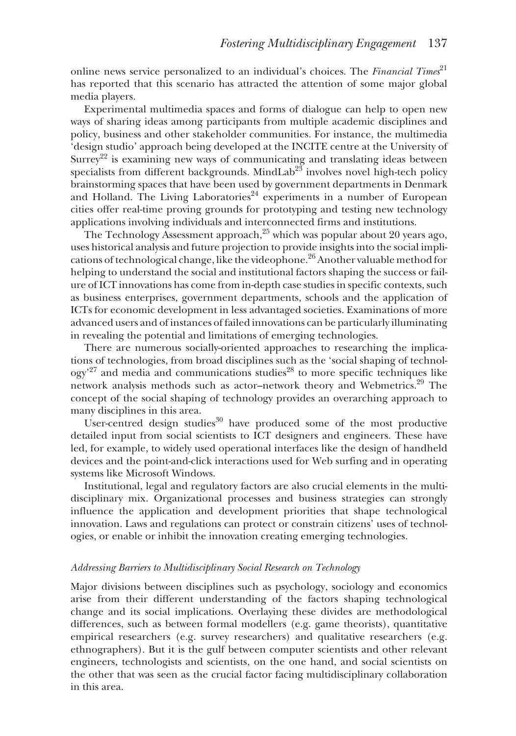online news service personalized to an individual's choices. The *Financial Times*[21] has reported that this scenario has attracted the attention of some major global media players.

Experimental multimedia spaces and forms of dialogue can help to open new ways of sharing ideas among participants from multiple academic disciplines and policy, business and other stakeholder communities. For instance, the multimedia 'design studio' approach being developed at the INCITE centre at the University of Surrey[22] is examining new ways of communicating and translating ideas between specialists from different backgrounds. MindLab[23] involves novel high-tech policy brainstorming spaces that have been used by government departments in Denmark and Holland. The Living Laboratories[24] experiments in a number of European cities offer real-time proving grounds for prototyping and testing new technology applications involving individuals and interconnected firms and institutions.

The Technology Assessment approach,[25] which was popular about 20 years ago, uses historical analysis and future projection to provide insights into the social implications of technological change, like the videophone.[26] Another valuable method for helping to understand the social and institutional factors shaping the success or failure of ICT innovations has come from in-depth case studies in specific contexts, such as business enterprises, government departments, schools and the application of ICTs for economic development in less advantaged societies. Examinations of more advanced users and of instances of failed innovations can be particularly illuminating in revealing the potential and limitations of emerging technologies.

There are numerous socially-oriented approaches to researching the implications of technologies, from broad disciplines such as the 'social shaping of technology'[27] and media and communications studies[28] to more specific techniques like network analysis methods such as actor–network theory and Webmetrics.[29] The concept of the social shaping of technology provides an overarching approach to many disciplines in this area.

User-centred design studies[30] have produced some of the most productive detailed input from social scientists to ICT designers and engineers. These have led, for example, to widely used operational interfaces like the design of handheld devices and the point-and-click interactions used for Web surfing and in operating systems like Microsoft Windows.

Institutional, legal and regulatory factors are also crucial elements in the multidisciplinary mix. Organizational processes and business strategies can strongly influence the application and development priorities that shape technological innovation. Laws and regulations can protect or constrain citizens' uses of technologies, or enable or inhibit the innovation creating emerging technologies.

### *Addressing Barriers to Multidisciplinary Social Research on Technology*

Major divisions between disciplines such as psychology, sociology and economics arise from their different understanding of the factors shaping technological change and its social implications. Overlaying these divides are methodological differences, such as between formal modellers (e.g. game theorists), quantitative empirical researchers (e.g. survey researchers) and qualitative researchers (e.g. ethnographers). But it is the gulf between computer scientists and other relevant engineers, technologists and scientists, on the one hand, and social scientists on the other that was seen as the crucial factor facing multidisciplinary collaboration in this area.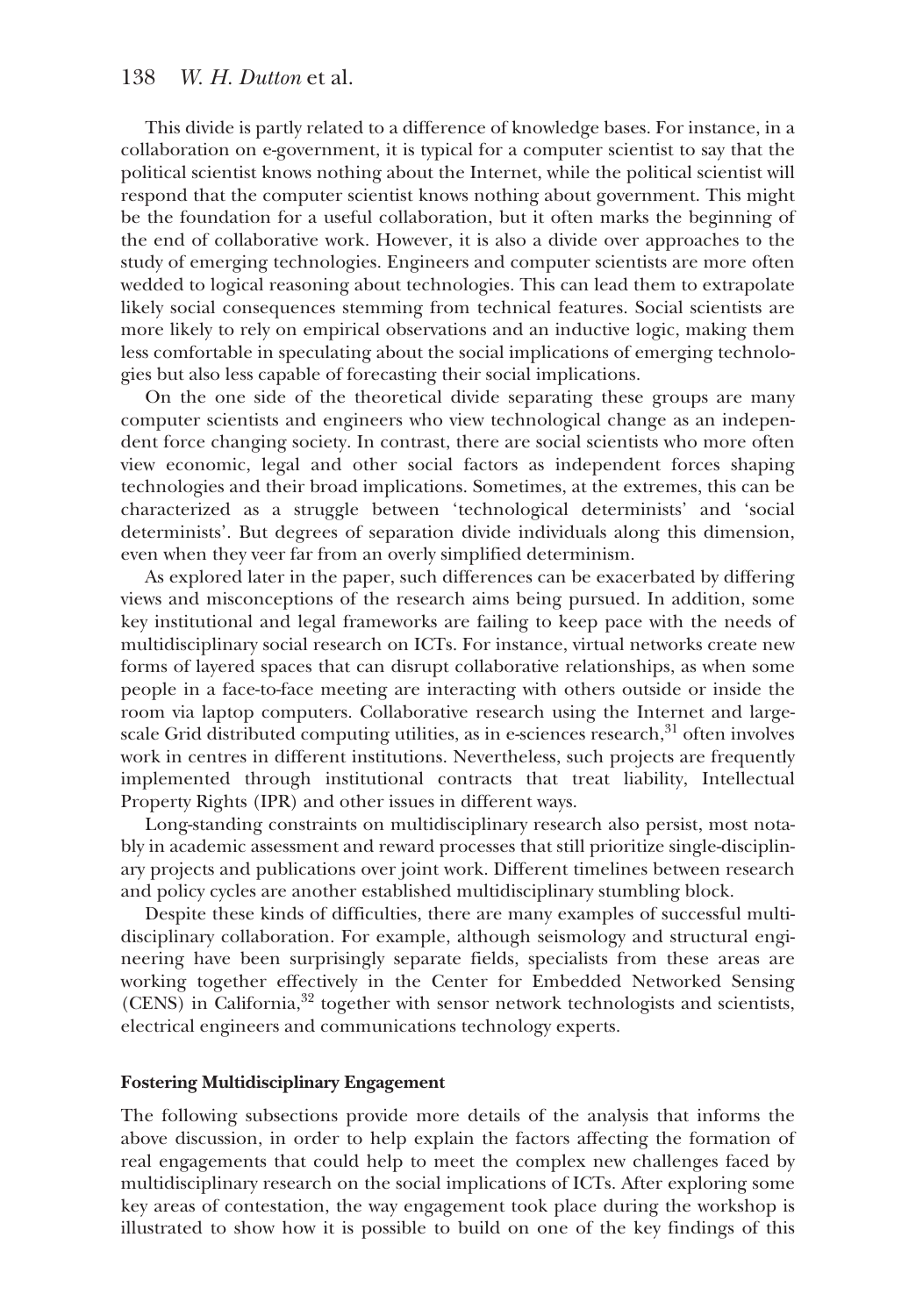This divide is partly related to a difference of knowledge bases. For instance, in a collaboration on e-government, it is typical for a computer scientist to say that the political scientist knows nothing about the Internet, while the political scientist will respond that the computer scientist knows nothing about government. This might be the foundation for a useful collaboration, but it often marks the beginning of the end of collaborative work. However, it is also a divide over approaches to the study of emerging technologies. Engineers and computer scientists are more often wedded to logical reasoning about technologies. This can lead them to extrapolate likely social consequences stemming from technical features. Social scientists are more likely to rely on empirical observations and an inductive logic, making them less comfortable in speculating about the social implications of emerging technologies but also less capable of forecasting their social implications.

On the one side of the theoretical divide separating these groups are many computer scientists and engineers who view technological change as an independent force changing society. In contrast, there are social scientists who more often view economic, legal and other social factors as independent forces shaping technologies and their broad implications. Sometimes, at the extremes, this can be characterized as a struggle between 'technological determinists' and 'social determinists'. But degrees of separation divide individuals along this dimension, even when they veer far from an overly simplified determinism.

As explored later in the paper, such differences can be exacerbated by differing views and misconceptions of the research aims being pursued. In addition, some key institutional and legal frameworks are failing to keep pace with the needs of multidisciplinary social research on ICTs. For instance, virtual networks create new forms of layered spaces that can disrupt collaborative relationships, as when some people in a face-to-face meeting are interacting with others outside or inside the room via laptop computers. Collaborative research using the Internet and large-scale Grid distributed computing utilities, as in e-sciences research,[31] often involves work in centres in different institutions. Nevertheless, such projects are frequently implemented through institutional contracts that treat liability, Intellectual Property Rights (IPR) and other issues in different ways.

Long-standing constraints on multidisciplinary research also persist, most notably in academic assessment and reward processes that still prioritize single-disciplinary projects and publications over joint work. Different timelines between research and policy cycles are another established multidisciplinary stumbling block.

Despite these kinds of difficulties, there are many examples of successful multidisciplinary collaboration. For example, although seismology and structural engineering have been surprisingly separate fields, specialists from these areas are working together effectively in the Center for Embedded Networked Sensing (CENS) in California,[32] together with sensor network technologists and scientists, electrical engineers and communications technology experts.

### Fostering Multidisciplinary Engagement

The following subsections provide more details of the analysis that informs the above discussion, in order to help explain the factors affecting the formation of real engagements that could help to meet the complex new challenges faced by multidisciplinary research on the social implications of ICTs. After exploring some key areas of contestation, the way engagement took place during the workshop is illustrated to show how it is possible to build on one of the key findings of this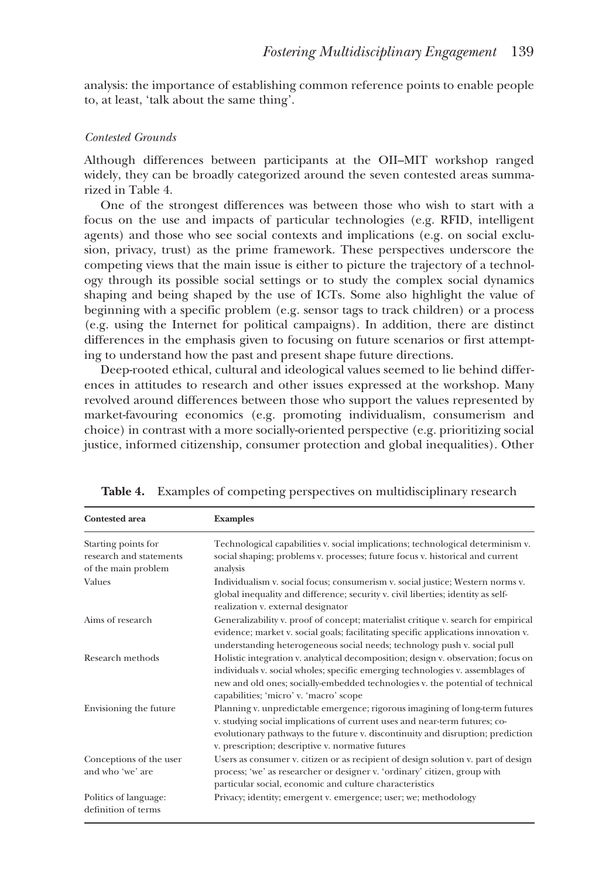analysis: the importance of establishing common reference points to enable people to, at least, 'talk about the same thing'.

*Contested Grounds*

Although differences between participants at the OII–MIT workshop ranged widely, they can be broadly categorized around the seven contested areas summarized in Table 4.

One of the strongest differences was between those who wish to start with a focus on the use and impacts of particular technologies (e.g. RFID, intelligent agents) and those who see social contexts and implications (e.g. on social exclusion, privacy, trust) as the prime framework. These perspectives underscore the competing views that the main issue is either to picture the trajectory of a technology through its possible social settings or to study the complex social dynamics shaping and being shaped by the use of ICTs. Some also highlight the value of beginning with a specific problem (e.g. sensor tags to track children) or a process (e.g. using the Internet for political campaigns). In addition, there are distinct differences in the emphasis given to focusing on future scenarios or first attempting to understand how the past and present shape future directions.

Deep-rooted ethical, cultural and ideological values seemed to lie behind differences in attitudes to research and other issues expressed at the workshop. Many revolved around differences between those who support the values represented by market-favouring economics (e.g. promoting individualism, consumerism and choice) in contrast with a more socially-oriented perspective (e.g. prioritizing social justice, informed citizenship, consumer protection and global inequalities). Other

**Table 4.** Examples of competing perspectives on multidisciplinary research

| Contested area | Examples |
|---|---|
| Starting points for research and statements of the main problem | Technological capabilities v. social implications; technological determinism v. social shaping; problems v. processes; future focus v. historical and current analysis |
| Values | Individualism v. social focus; consumerism v. social justice; Western norms v. global inequality and difference; security v. civil liberties; identity as self-realization v. external designator |
| Aims of research | Generalizability v. proof of concept; materialist critique v. search for empirical evidence; market v. social goals; facilitating specific applications innovation v. understanding heterogeneous social needs; technology push v. social pull |
| Research methods | Holistic integration v. analytical decomposition; design v. observation; focus on individuals v. social wholes; specific emerging technologies v. assemblages of new and old ones; socially-embedded technologies v. the potential of technical capabilities; 'micro' v. 'macro' scope |
| Envisioning the future | Planning v. unpredictable emergence; rigorous imagining of long-term futures v. studying social implications of current uses and near-term futures; co-evolutionary pathways to the future v. discontinuity and disruption; prediction v. prescription; descriptive v. normative futures |
| Conceptions of the user and who 'we' are | Users as consumer v. citizen or as recipient of design solution v. part of design process; 'we' as researcher or designer v. 'ordinary' citizen, group with particular social, economic and culture characteristics |
| Politics of language: definition of terms | Privacy; identity; emergent v. emergence; user; we; methodology |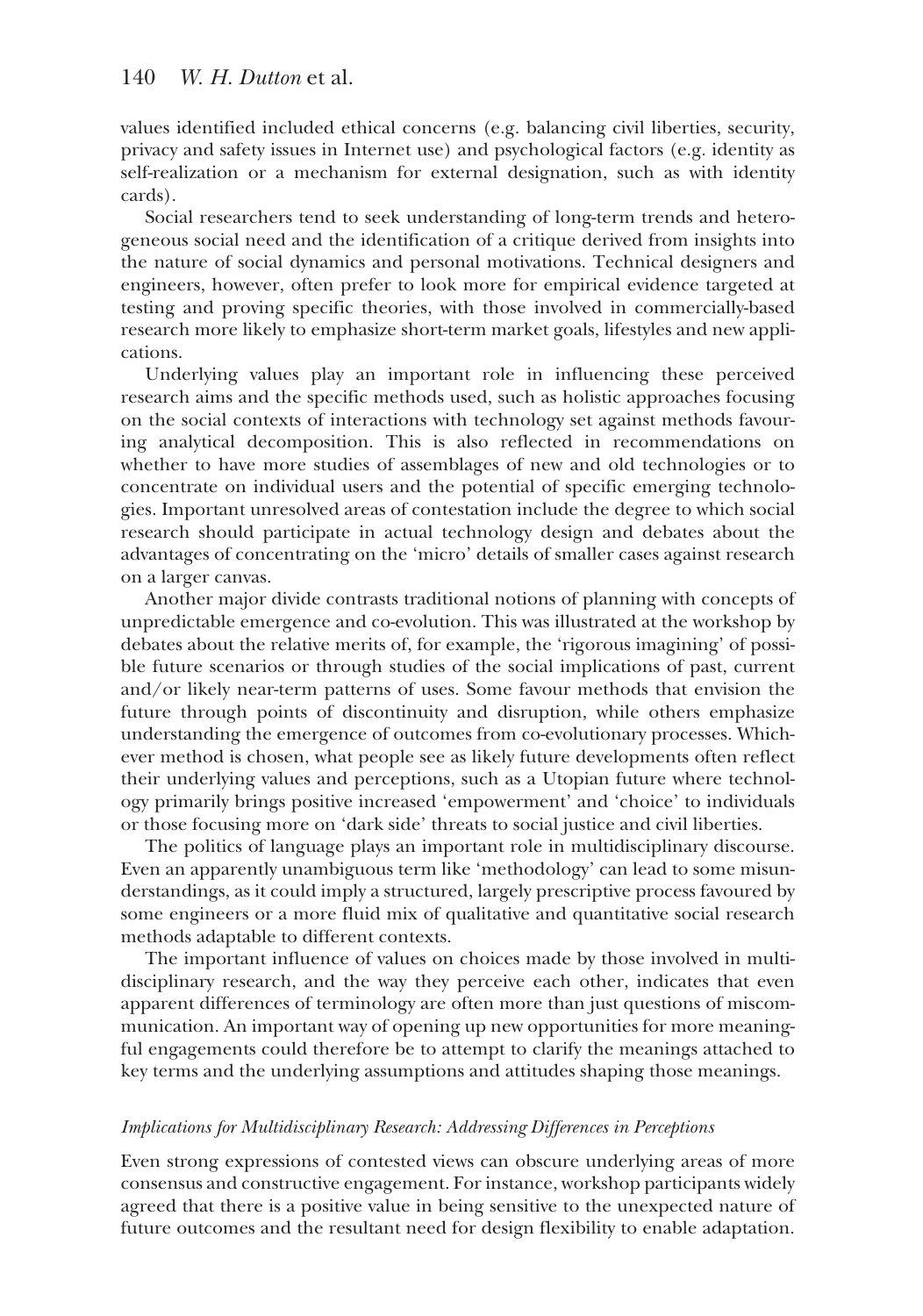values identified included ethical concerns (e.g. balancing civil liberties, security, privacy and safety issues in Internet use) and psychological factors (e.g. identity as self-realization or a mechanism for external designation, such as with identity cards).

Social researchers tend to seek understanding of long-term trends and heterogeneous social need and the identification of a critique derived from insights into the nature of social dynamics and personal motivations. Technical designers and engineers, however, often prefer to look more for empirical evidence targeted at testing and proving specific theories, with those involved in commercially-based research more likely to emphasize short-term market goals, lifestyles and new applications.

Underlying values play an important role in influencing these perceived research aims and the specific methods used, such as holistic approaches focusing on the social contexts of interactions with technology set against methods favouring analytical decomposition. This is also reflected in recommendations on whether to have more studies of assemblages of new and old technologies or to concentrate on individual users and the potential of specific emerging technologies. Important unresolved areas of contestation include the degree to which social research should participate in actual technology design and debates about the advantages of concentrating on the 'micro' details of smaller cases against research on a larger canvas.

Another major divide contrasts traditional notions of planning with concepts of unpredictable emergence and co-evolution. This was illustrated at the workshop by debates about the relative merits of, for example, the 'rigorous imagining' of possible future scenarios or through studies of the social implications of past, current and/or likely near-term patterns of uses. Some favour methods that envision the future through points of discontinuity and disruption, while others emphasize understanding the emergence of outcomes from co-evolutionary processes. Whichever method is chosen, what people see as likely future developments often reflect their underlying values and perceptions, such as a Utopian future where technology primarily brings positive increased 'empowerment' and 'choice' to individuals or those focusing more on 'dark side' threats to social justice and civil liberties.

The politics of language plays an important role in multidisciplinary discourse. Even an apparently unambiguous term like 'methodology' can lead to some misunderstandings, as it could imply a structured, largely prescriptive process favoured by some engineers or a more fluid mix of qualitative and quantitative social research methods adaptable to different contexts.

The important influence of values on choices made by those involved in multidisciplinary research, and the way they perceive each other, indicates that even apparent differences of terminology are often more than just questions of miscommunication. An important way of opening up new opportunities for more meaningful engagements could therefore be to attempt to clarify the meanings attached to key terms and the underlying assumptions and attitudes shaping those meanings.

### *Implications for Multidisciplinary Research: Addressing Differences in Perceptions*

Even strong expressions of contested views can obscure underlying areas of more consensus and constructive engagement. For instance, workshop participants widely agreed that there is a positive value in being sensitive to the unexpected nature of future outcomes and the resultant need for design flexibility to enable adaptation.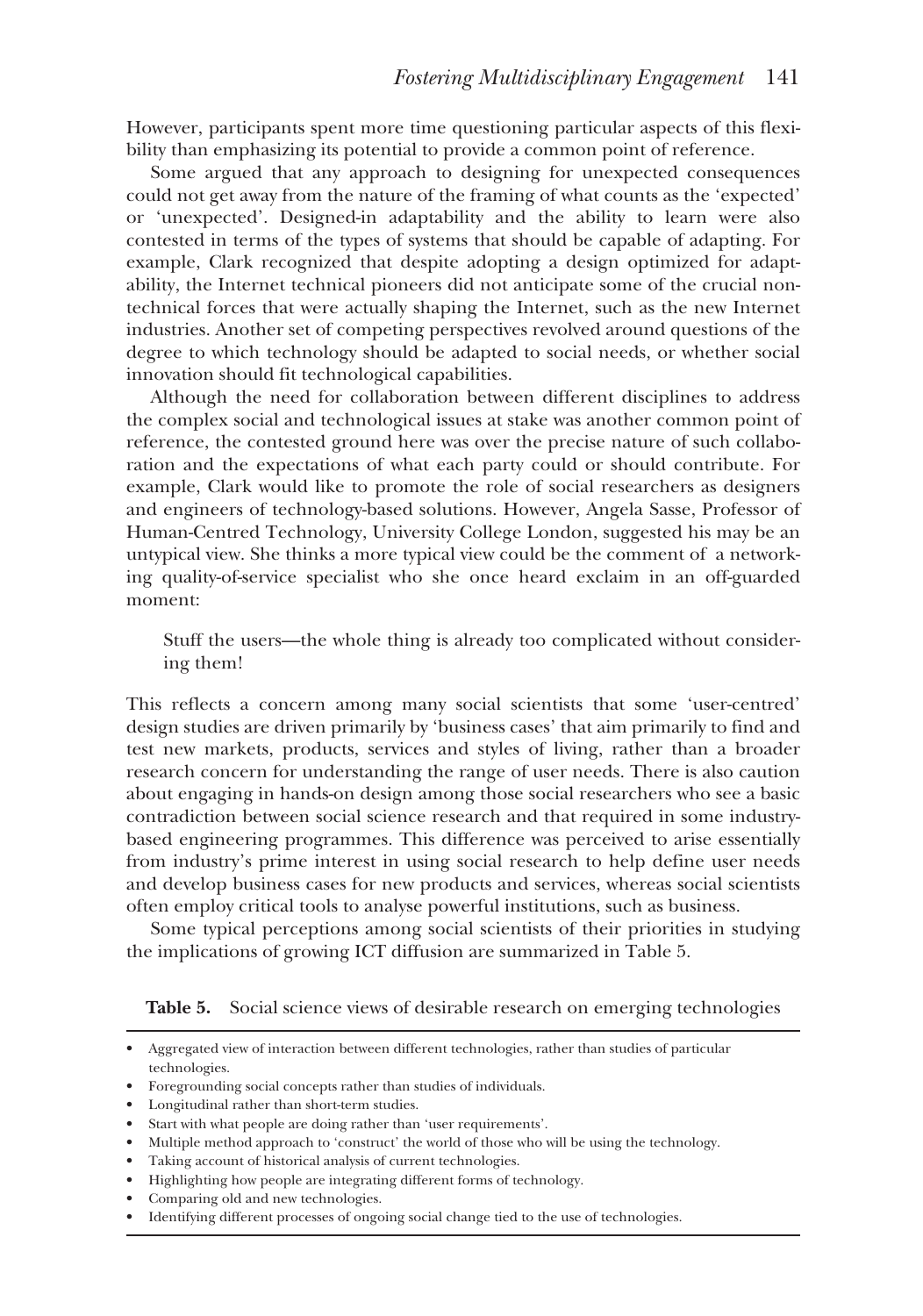However, participants spent more time questioning particular aspects of this flexibility than emphasizing its potential to provide a common point of reference.

Some argued that any approach to designing for unexpected consequences could not get away from the nature of the framing of what counts as the 'expected' or 'unexpected'. Designed-in adaptability and the ability to learn were also contested in terms of the types of systems that should be capable of adapting. For example, Clark recognized that despite adopting a design optimized for adaptability, the Internet technical pioneers did not anticipate some of the crucial non-technical forces that were actually shaping the Internet, such as the new Internet industries. Another set of competing perspectives revolved around questions of the degree to which technology should be adapted to social needs, or whether social innovation should fit technological capabilities.

Although the need for collaboration between different disciplines to address the complex social and technological issues at stake was another common point of reference, the contested ground here was over the precise nature of such collaboration and the expectations of what each party could or should contribute. For example, Clark would like to promote the role of social researchers as designers and engineers of technology-based solutions. However, Angela Sasse, Professor of Human-Centred Technology, University College London, suggested his may be an untypical view. She thinks a more typical view could be the comment of a networking quality-of-service specialist who she once heard exclaim in an off-guarded moment:

> Stuff the users—the whole thing is already too complicated without considering them!

This reflects a concern among many social scientists that some 'user-centred' design studies are driven primarily by 'business cases' that aim primarily to find and test new markets, products, services and styles of living, rather than a broader research concern for understanding the range of user needs. There is also caution about engaging in hands-on design among those social researchers who see a basic contradiction between social science research and that required in some industry-based engineering programmes. This difference was perceived to arise essentially from industry's prime interest in using social research to help define user needs and develop business cases for new products and services, whereas social scientists often employ critical tools to analyse powerful institutions, such as business.

Some typical perceptions among social scientists of their priorities in studying the implications of growing ICT diffusion are summarized in Table 5.

**Table 5.** Social science views of desirable research on emerging technologies

- Aggregated view of interaction between different technologies, rather than studies of particular technologies.
- Foregrounding social concepts rather than studies of individuals.
- Longitudinal rather than short-term studies.
- Start with what people are doing rather than 'user requirements'.
- Multiple method approach to 'construct' the world of those who will be using the technology.
- Taking account of historical analysis of current technologies.
- Highlighting how people are integrating different forms of technology.
- Comparing old and new technologies.
- Identifying different processes of ongoing social change tied to the use of technologies.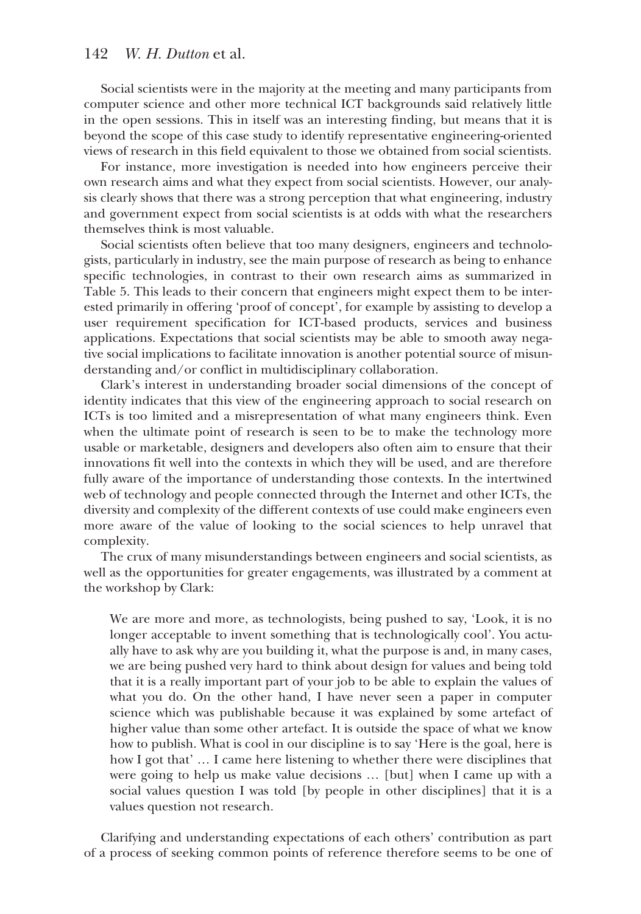Social scientists were in the majority at the meeting and many participants from computer science and other more technical ICT backgrounds said relatively little in the open sessions. This in itself was an interesting finding, but means that it is beyond the scope of this case study to identify representative engineering-oriented views of research in this field equivalent to those we obtained from social scientists.

For instance, more investigation is needed into how engineers perceive their own research aims and what they expect from social scientists. However, our analysis clearly shows that there was a strong perception that what engineering, industry and government expect from social scientists is at odds with what the researchers themselves think is most valuable.

Social scientists often believe that too many designers, engineers and technologists, particularly in industry, see the main purpose of research as being to enhance specific technologies, in contrast to their own research aims as summarized in Table 5. This leads to their concern that engineers might expect them to be interested primarily in offering 'proof of concept', for example by assisting to develop a user requirement specification for ICT-based products, services and business applications. Expectations that social scientists may be able to smooth away negative social implications to facilitate innovation is another potential source of misunderstanding and/or conflict in multidisciplinary collaboration.

Clark's interest in understanding broader social dimensions of the concept of identity indicates that this view of the engineering approach to social research on ICTs is too limited and a misrepresentation of what many engineers think. Even when the ultimate point of research is seen to be to make the technology more usable or marketable, designers and developers also often aim to ensure that their innovations fit well into the contexts in which they will be used, and are therefore fully aware of the importance of understanding those contexts. In the intertwined web of technology and people connected through the Internet and other ICTs, the diversity and complexity of the different contexts of use could make engineers even more aware of the value of looking to the social sciences to help unravel that complexity.

The crux of many misunderstandings between engineers and social scientists, as well as the opportunities for greater engagements, was illustrated by a comment at the workshop by Clark:

> We are more and more, as technologists, being pushed to say, 'Look, it is no longer acceptable to invent something that is technologically cool'. You actually have to ask why are you building it, what the purpose is and, in many cases, we are being pushed very hard to think about design for values and being told that it is a really important part of your job to be able to explain the values of what you do. On the other hand, I have never seen a paper in computer science which was publishable because it was explained by some artefact of higher value than some other artefact. It is outside the space of what we know how to publish. What is cool in our discipline is to say 'Here is the goal, here is how I got that' … I came here listening to whether there were disciplines that were going to help us make value decisions … [but] when I came up with a social values question I was told [by people in other disciplines] that it is a values question not research.

Clarifying and understanding expectations of each others' contribution as part of a process of seeking common points of reference therefore seems to be one of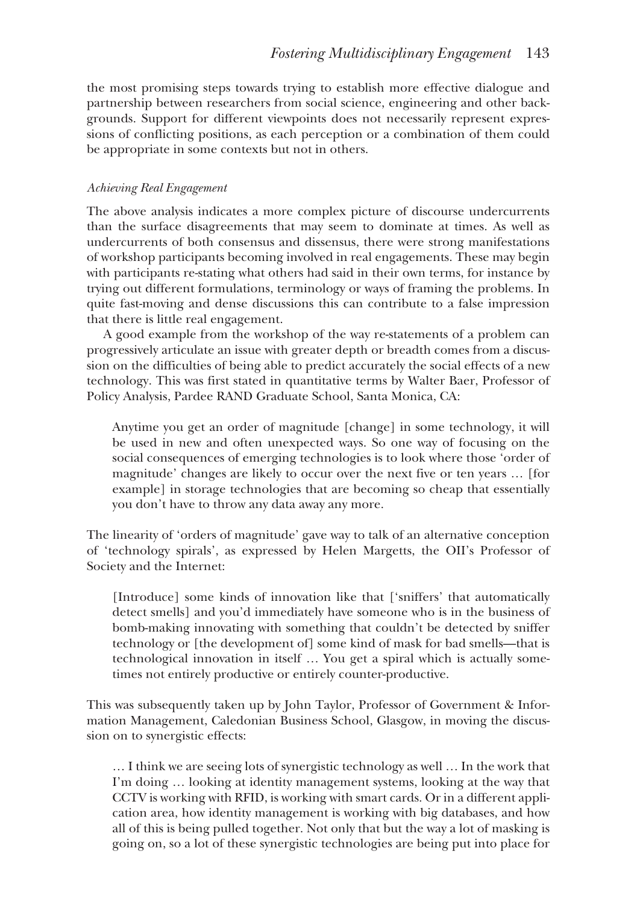the most promising steps towards trying to establish more effective dialogue and partnership between researchers from social science, engineering and other backgrounds. Support for different viewpoints does not necessarily represent expressions of conflicting positions, as each perception or a combination of them could be appropriate in some contexts but not in others.

### *Achieving Real Engagement*

The above analysis indicates a more complex picture of discourse undercurrents than the surface disagreements that may seem to dominate at times. As well as undercurrents of both consensus and dissensus, there were strong manifestations of workshop participants becoming involved in real engagements. These may begin with participants re-stating what others had said in their own terms, for instance by trying out different formulations, terminology or ways of framing the problems. In quite fast-moving and dense discussions this can contribute to a false impression that there is little real engagement.

A good example from the workshop of the way re-statements of a problem can progressively articulate an issue with greater depth or breadth comes from a discussion on the difficulties of being able to predict accurately the social effects of a new technology. This was first stated in quantitative terms by Walter Baer, Professor of Policy Analysis, Pardee RAND Graduate School, Santa Monica, CA:

> Anytime you get an order of magnitude [change] in some technology, it will be used in new and often unexpected ways. So one way of focusing on the social consequences of emerging technologies is to look where those 'order of magnitude' changes are likely to occur over the next five or ten years … [for example] in storage technologies that are becoming so cheap that essentially you don't have to throw any data away any more.

The linearity of 'orders of magnitude' gave way to talk of an alternative conception of 'technology spirals', as expressed by Helen Margetts, the OII's Professor of Society and the Internet:

> [Introduce] some kinds of innovation like that ['sniffers' that automatically detect smells] and you'd immediately have someone who is in the business of bomb-making innovating with something that couldn't be detected by sniffer technology or [the development of] some kind of mask for bad smells—that is technological innovation in itself … You get a spiral which is actually sometimes not entirely productive or entirely counter-productive.

This was subsequently taken up by John Taylor, Professor of Government & Information Management, Caledonian Business School, Glasgow, in moving the discussion on to synergistic effects:

> … I think we are seeing lots of synergistic technology as well … In the work that I'm doing … looking at identity management systems, looking at the way that CCTV is working with RFID, is working with smart cards. Or in a different application area, how identity management is working with big databases, and how all of this is being pulled together. Not only that but the way a lot of masking is going on, so a lot of these synergistic technologies are being put into place for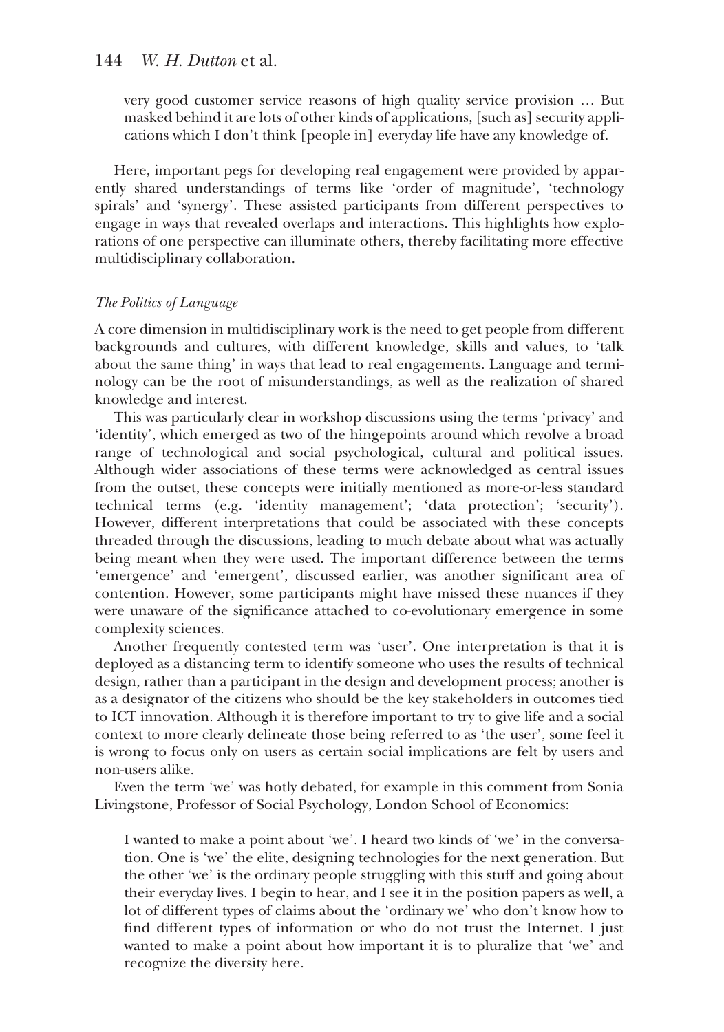very good customer service reasons of high quality service provision … But masked behind it are lots of other kinds of applications, [such as] security applications which I don't think [people in] everyday life have any knowledge of.

Here, important pegs for developing real engagement were provided by apparently shared understandings of terms like 'order of magnitude', 'technology spirals' and 'synergy'. These assisted participants from different perspectives to engage in ways that revealed overlaps and interactions. This highlights how explorations of one perspective can illuminate others, thereby facilitating more effective multidisciplinary collaboration.

### *The Politics of Language*

A core dimension in multidisciplinary work is the need to get people from different backgrounds and cultures, with different knowledge, skills and values, to 'talk about the same thing' in ways that lead to real engagements. Language and terminology can be the root of misunderstandings, as well as the realization of shared knowledge and interest.

This was particularly clear in workshop discussions using the terms 'privacy' and 'identity', which emerged as two of the hingepoints around which revolve a broad range of technological and social psychological, cultural and political issues. Although wider associations of these terms were acknowledged as central issues from the outset, these concepts were initially mentioned as more-or-less standard technical terms (e.g. 'identity management'; 'data protection'; 'security'). However, different interpretations that could be associated with these concepts threaded through the discussions, leading to much debate about what was actually being meant when they were used. The important difference between the terms 'emergence' and 'emergent', discussed earlier, was another significant area of contention. However, some participants might have missed these nuances if they were unaware of the significance attached to co-evolutionary emergence in some complexity sciences.

Another frequently contested term was 'user'. One interpretation is that it is deployed as a distancing term to identify someone who uses the results of technical design, rather than a participant in the design and development process; another is as a designator of the citizens who should be the key stakeholders in outcomes tied to ICT innovation. Although it is therefore important to try to give life and a social context to more clearly delineate those being referred to as 'the user', some feel it is wrong to focus only on users as certain social implications are felt by users and non-users alike.

Even the term 'we' was hotly debated, for example in this comment from Sonia Livingstone, Professor of Social Psychology, London School of Economics:

> I wanted to make a point about 'we'. I heard two kinds of 'we' in the conversation. One is 'we' the elite, designing technologies for the next generation. But the other 'we' is the ordinary people struggling with this stuff and going about their everyday lives. I begin to hear, and I see it in the position papers as well, a lot of different types of claims about the 'ordinary we' who don't know how to find different types of information or who do not trust the Internet. I just wanted to make a point about how important it is to pluralize that 'we' and recognize the diversity here.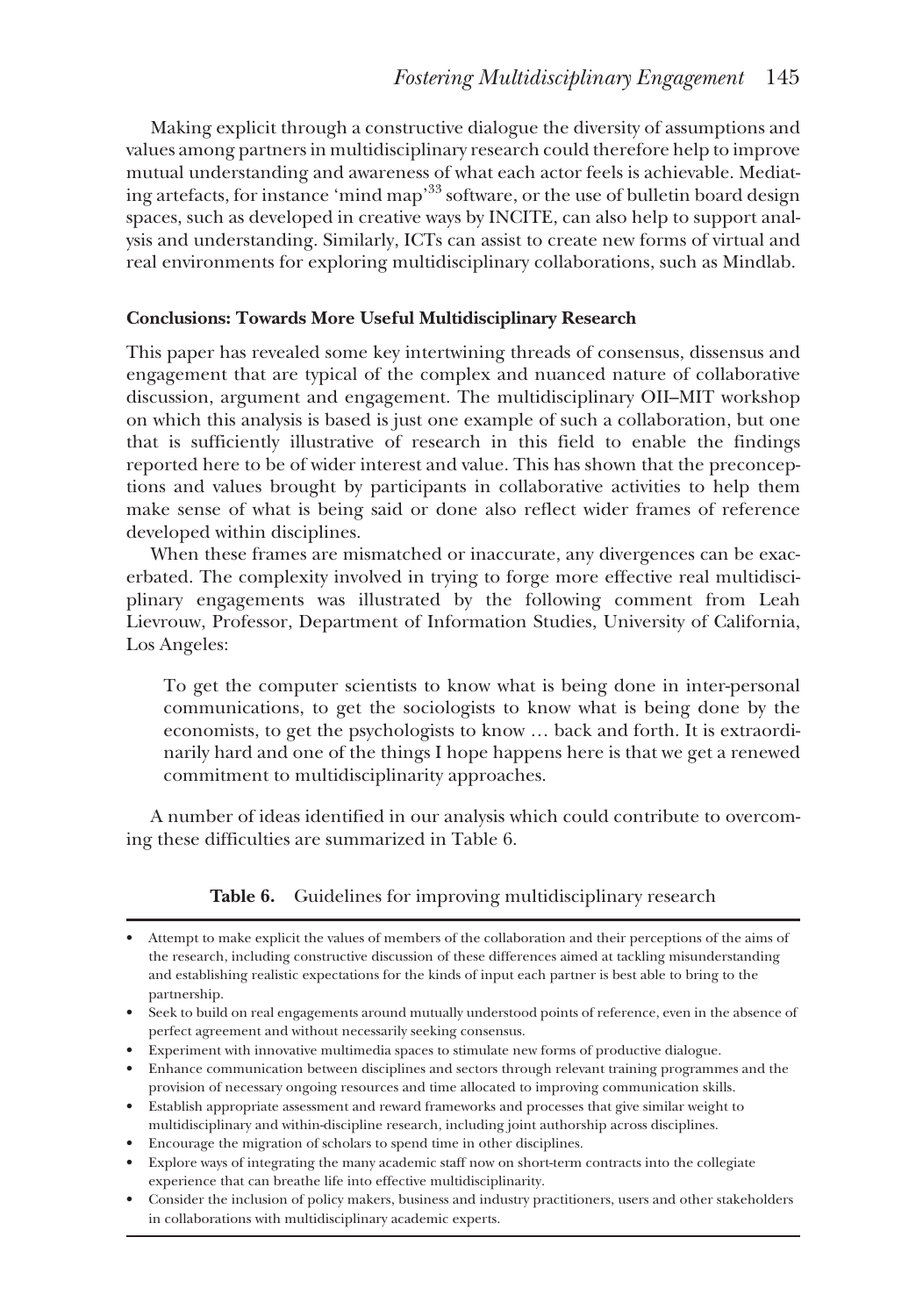Making explicit through a constructive dialogue the diversity of assumptions and values among partners in multidisciplinary research could therefore help to improve mutual understanding and awareness of what each actor feels is achievable. Mediating artefacts, for instance 'mind map'[33] software, or the use of bulletin board design spaces, such as developed in creative ways by INCITE, can also help to support analysis and understanding. Similarly, ICTs can assist to create new forms of virtual and real environments for exploring multidisciplinary collaborations, such as Mindlab.

**Conclusions: Towards More Useful Multidisciplinary Research**

This paper has revealed some key intertwining threads of consensus, dissensus and engagement that are typical of the complex and nuanced nature of collaborative discussion, argument and engagement. The multidisciplinary OII–MIT workshop on which this analysis is based is just one example of such a collaboration, but one that is sufficiently illustrative of research in this field to enable the findings reported here to be of wider interest and value. This has shown that the preconceptions and values brought by participants in collaborative activities to help them make sense of what is being said or done also reflect wider frames of reference developed within disciplines.

When these frames are mismatched or inaccurate, any divergences can be exacerbated. The complexity involved in trying to forge more effective real multidisciplinary engagements was illustrated by the following comment from Leah Lievrouw, Professor, Department of Information Studies, University of California, Los Angeles:

> To get the computer scientists to know what is being done in inter-personal communications, to get the sociologists to know what is being done by the economists, to get the psychologists to know … back and forth. It is extraordinarily hard and one of the things I hope happens here is that we get a renewed commitment to multidisciplinarity approaches.

A number of ideas identified in our analysis which could contribute to overcoming these difficulties are summarized in Table 6.

**Table 6.** Guidelines for improving multidisciplinary research

- Attempt to make explicit the values of members of the collaboration and their perceptions of the aims of the research, including constructive discussion of these differences aimed at tackling misunderstanding and establishing realistic expectations for the kinds of input each partner is best able to bring to the partnership.
- Seek to build on real engagements around mutually understood points of reference, even in the absence of perfect agreement and without necessarily seeking consensus.
- Experiment with innovative multimedia spaces to stimulate new forms of productive dialogue.
- Enhance communication between disciplines and sectors through relevant training programmes and the provision of necessary ongoing resources and time allocated to improving communication skills.
- Establish appropriate assessment and reward frameworks and processes that give similar weight to multidisciplinary and within-discipline research, including joint authorship across disciplines.
- Encourage the migration of scholars to spend time in other disciplines.
- Explore ways of integrating the many academic staff now on short-term contracts into the collegiate experience that can breathe life into effective multidisciplinarity.
- Consider the inclusion of policy makers, business and industry practitioners, users and other stakeholders in collaborations with multidisciplinary academic experts.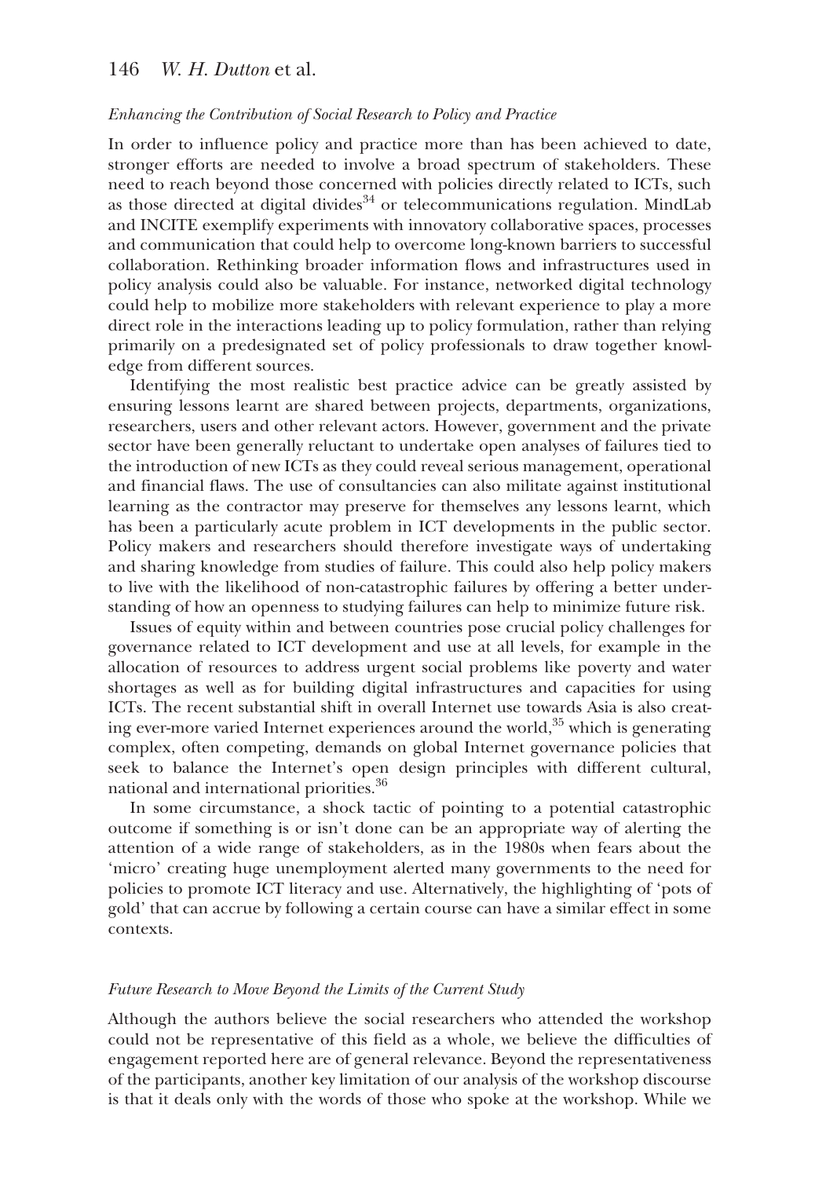*Enhancing the Contribution of Social Research to Policy and Practice*

In order to influence policy and practice more than has been achieved to date, stronger efforts are needed to involve a broad spectrum of stakeholders. These need to reach beyond those concerned with policies directly related to ICTs, such as those directed at digital divides[34] or telecommunications regulation. MindLab and INCITE exemplify experiments with innovatory collaborative spaces, processes and communication that could help to overcome long-known barriers to successful collaboration. Rethinking broader information flows and infrastructures used in policy analysis could also be valuable. For instance, networked digital technology could help to mobilize more stakeholders with relevant experience to play a more direct role in the interactions leading up to policy formulation, rather than relying primarily on a predesignated set of policy professionals to draw together knowledge from different sources.

Identifying the most realistic best practice advice can be greatly assisted by ensuring lessons learnt are shared between projects, departments, organizations, researchers, users and other relevant actors. However, government and the private sector have been generally reluctant to undertake open analyses of failures tied to the introduction of new ICTs as they could reveal serious management, operational and financial flaws. The use of consultancies can also militate against institutional learning as the contractor may preserve for themselves any lessons learnt, which has been a particularly acute problem in ICT developments in the public sector. Policy makers and researchers should therefore investigate ways of undertaking and sharing knowledge from studies of failure. This could also help policy makers to live with the likelihood of non-catastrophic failures by offering a better understanding of how an openness to studying failures can help to minimize future risk.

Issues of equity within and between countries pose crucial policy challenges for governance related to ICT development and use at all levels, for example in the allocation of resources to address urgent social problems like poverty and water shortages as well as for building digital infrastructures and capacities for using ICTs. The recent substantial shift in overall Internet use towards Asia is also creating ever-more varied Internet experiences around the world,[35] which is generating complex, often competing, demands on global Internet governance policies that seek to balance the Internet's open design principles with different cultural, national and international priorities.[36]

In some circumstance, a shock tactic of pointing to a potential catastrophic outcome if something is or isn't done can be an appropriate way of alerting the attention of a wide range of stakeholders, as in the 1980s when fears about the 'micro' creating huge unemployment alerted many governments to the need for policies to promote ICT literacy and use. Alternatively, the highlighting of 'pots of gold' that can accrue by following a certain course can have a similar effect in some contexts.

*Future Research to Move Beyond the Limits of the Current Study*

Although the authors believe the social researchers who attended the workshop could not be representative of this field as a whole, we believe the difficulties of engagement reported here are of general relevance. Beyond the representativeness of the participants, another key limitation of our analysis of the workshop discourse is that it deals only with the words of those who spoke at the workshop. While we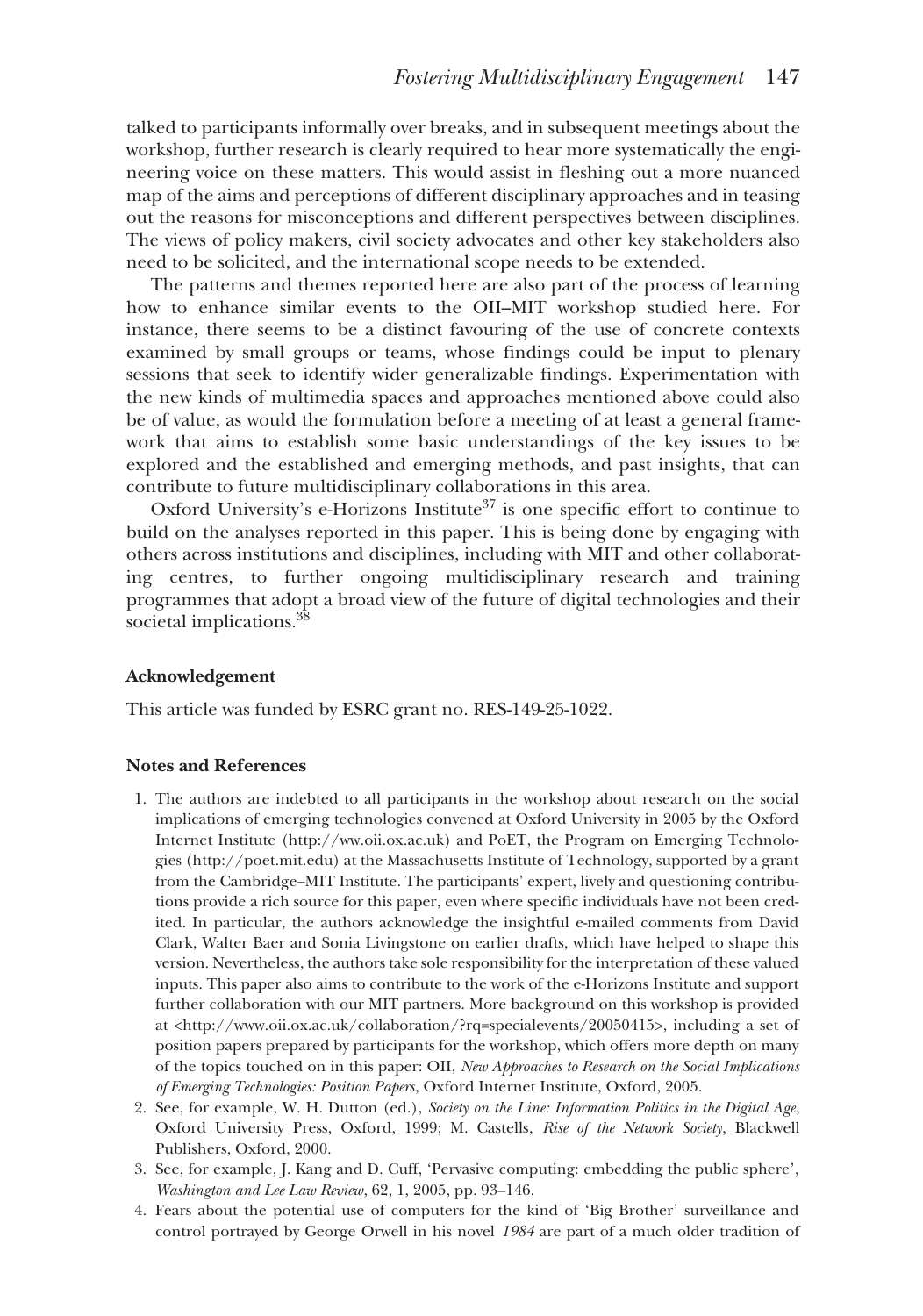talked to participants informally over breaks, and in subsequent meetings about the workshop, further research is clearly required to hear more systematically the engineering voice on these matters. This would assist in fleshing out a more nuanced map of the aims and perceptions of different disciplinary approaches and in teasing out the reasons for misconceptions and different perspectives between disciplines. The views of policy makers, civil society advocates and other key stakeholders also need to be solicited, and the international scope needs to be extended.

The patterns and themes reported here are also part of the process of learning how to enhance similar events to the OII–MIT workshop studied here. For instance, there seems to be a distinct favouring of the use of concrete contexts examined by small groups or teams, whose findings could be input to plenary sessions that seek to identify wider generalizable findings. Experimentation with the new kinds of multimedia spaces and approaches mentioned above could also be of value, as would the formulation before a meeting of at least a general framework that aims to establish some basic understandings of the key issues to be explored and the established and emerging methods, and past insights, that can contribute to future multidisciplinary collaborations in this area.

Oxford University's e-Horizons Institute[37] is one specific effort to continue to build on the analyses reported in this paper. This is being done by engaging with others across institutions and disciplines, including with MIT and other collaborating centres, to further ongoing multidisciplinary research and training programmes that adopt a broad view of the future of digital technologies and their societal implications.[38]

### Acknowledgement

This article was funded by ESRC grant no. RES-149-25-1022.

### Notes and References

1. The authors are indebted to all participants in the workshop about research on the social implications of emerging technologies convened at Oxford University in 2005 by the Oxford Internet Institute (http://ww.oii.ox.ac.uk) and PoET, the Program on Emerging Technologies (http://poet.mit.edu) at the Massachusetts Institute of Technology, supported by a grant from the Cambridge–MIT Institute. The participants' expert, lively and questioning contributions provide a rich source for this paper, even where specific individuals have not been credited. In particular, the authors acknowledge the insightful e-mailed comments from David Clark, Walter Baer and Sonia Livingstone on earlier drafts, which have helped to shape this version. Nevertheless, the authors take sole responsibility for the interpretation of these valued inputs. This paper also aims to contribute to the work of the e-Horizons Institute and support further collaboration with our MIT partners. More background on this workshop is provided at <http://www.oii.ox.ac.uk/collaboration/?rq=specialevents/20050415>, including a set of position papers prepared by participants for the workshop, which offers more depth on many of the topics touched on in this paper: OII, *New Approaches to Research on the Social Implications of Emerging Technologies: Position Papers*, Oxford Internet Institute, Oxford, 2005.
2. See, for example, W. H. Dutton (ed.), *Society on the Line: Information Politics in the Digital Age*, Oxford University Press, Oxford, 1999; M. Castells, *Rise of the Network Society*, Blackwell Publishers, Oxford, 2000.
3. See, for example, J. Kang and D. Cuff, 'Pervasive computing: embedding the public sphere', *Washington and Lee Law Review*, 62, 1, 2005, pp. 93–146.
4. Fears about the potential use of computers for the kind of 'Big Brother' surveillance and control portrayed by George Orwell in his novel *1984* are part of a much older tradition of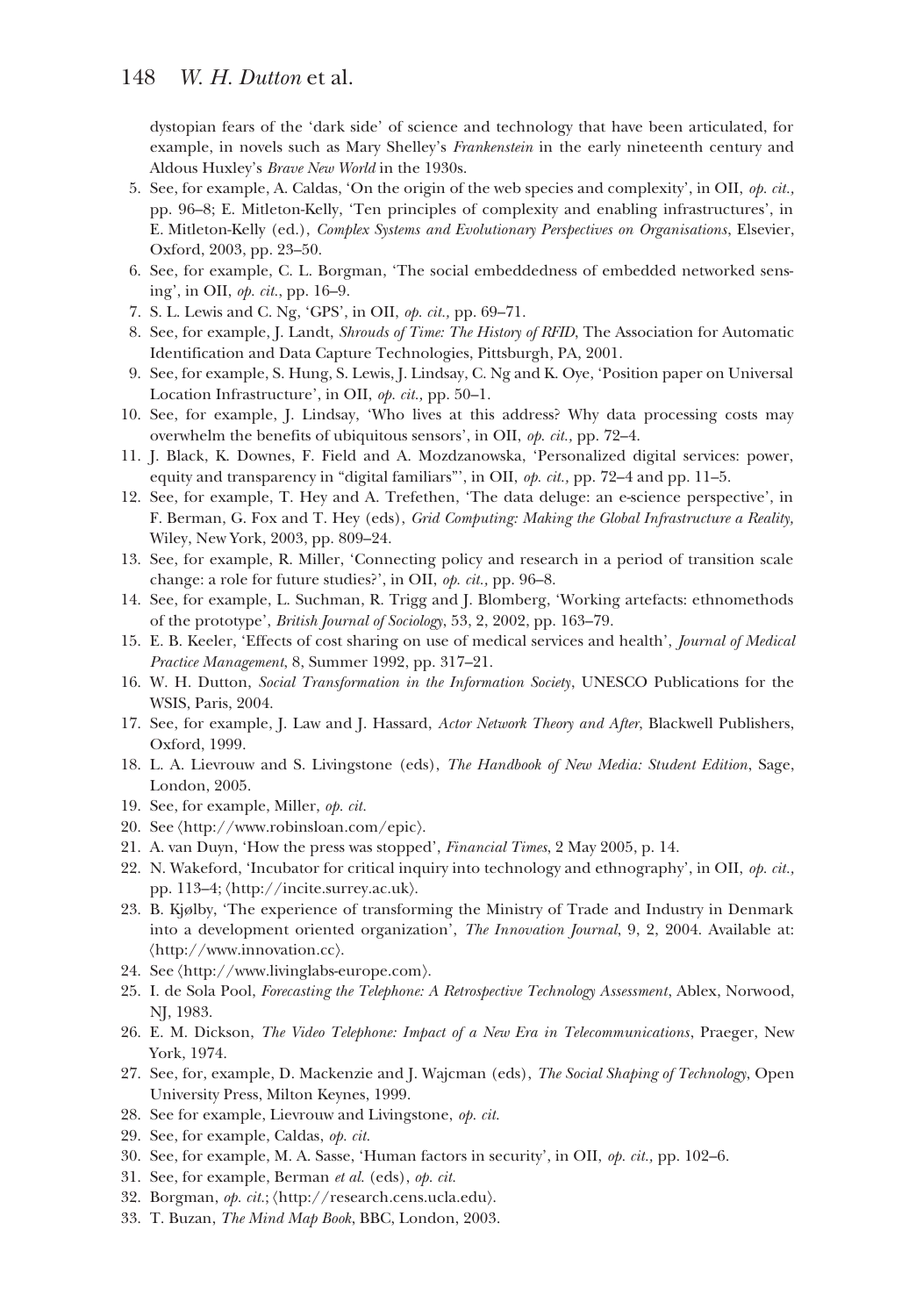dystopian fears of the 'dark side' of science and technology that have been articulated, for example, in novels such as Mary Shelley's *Frankenstein* in the early nineteenth century and Aldous Huxley's *Brave New World* in the 1930s.

5. See, for example, A. Caldas, 'On the origin of the web species and complexity', in OII, *op. cit.,* pp. 96–8; E. Mitleton-Kelly, 'Ten principles of complexity and enabling infrastructures', in E. Mitleton-Kelly (ed.), *Complex Systems and Evolutionary Perspectives on Organisations*, Elsevier, Oxford, 2003, pp. 23–50.
6. See, for example, C. L. Borgman, 'The social embeddedness of embedded networked sensing', in OII, *op. cit.*, pp. 16–9.
7. S. L. Lewis and C. Ng, 'GPS', in OII, *op. cit.,* pp. 69–71.
8. See, for example, J. Landt, *Shrouds of Time: The History of RFID*, The Association for Automatic Identification and Data Capture Technologies, Pittsburgh, PA, 2001.
9. See, for example, S. Hung, S. Lewis, J. Lindsay, C. Ng and K. Oye, 'Position paper on Universal Location Infrastructure', in OII, *op. cit.,* pp. 50–1.
10. See, for example, J. Lindsay, 'Who lives at this address? Why data processing costs may overwhelm the benefits of ubiquitous sensors', in OII, *op. cit.,* pp. 72–4.
11. J. Black, K. Downes, F. Field and A. Mozdzanowska, 'Personalized digital services: power, equity and transparency in "digital familiars"', in OII, *op. cit.,* pp. 72–4 and pp. 11–5.
12. See, for example, T. Hey and A. Trefethen, 'The data deluge: an e-science perspective', in F. Berman, G. Fox and T. Hey (eds), *Grid Computing: Making the Global Infrastructure a Reality,* Wiley, New York, 2003, pp. 809–24.
13. See, for example, R. Miller, 'Connecting policy and research in a period of transition scale change: a role for future studies?', in OII, *op. cit.,* pp. 96–8.
14. See, for example, L. Suchman, R. Trigg and J. Blomberg, 'Working artefacts: ethnomethods of the prototype', *British Journal of Sociology*, 53, 2, 2002, pp. 163–79.
15. E. B. Keeler, 'Effects of cost sharing on use of medical services and health', *Journal of Medical Practice Management*, 8, Summer 1992, pp. 317–21.
16. W. H. Dutton, *Social Transformation in the Information Society*, UNESCO Publications for the WSIS, Paris, 2004.
17. See, for example, J. Law and J. Hassard, *Actor Network Theory and After*, Blackwell Publishers, Oxford, 1999.
18. L. A. Lievrouw and S. Livingstone (eds), *The Handbook of New Media: Student Edition*, Sage, London, 2005.
19. See, for example, Miller, *op. cit.*
20. See ⟨http://www.robinsloan.com/epic⟩.
21. A. van Duyn, 'How the press was stopped', *Financial Times*, 2 May 2005, p. 14.
22. N. Wakeford, 'Incubator for critical inquiry into technology and ethnography', in OII, *op. cit.,* pp. 113–4; ⟨http://incite.surrey.ac.uk⟩.
23. B. Kjølby, 'The experience of transforming the Ministry of Trade and Industry in Denmark into a development oriented organization', *The Innovation Journal*, 9, 2, 2004. Available at: ⟨http://www.innovation.cc⟩.
24. See ⟨http://www.livinglabs-europe.com⟩.
25. I. de Sola Pool, *Forecasting the Telephone: A Retrospective Technology Assessment*, Ablex, Norwood, NJ, 1983.
26. E. M. Dickson, *The Video Telephone: Impact of a New Era in Telecommunications*, Praeger, New York, 1974.
27. See, for, example, D. Mackenzie and J. Wajcman (eds), *The Social Shaping of Technology*, Open University Press, Milton Keynes, 1999.
28. See for example, Lievrouw and Livingstone, *op. cit.*
29. See, for example, Caldas, *op. cit.*
30. See, for example, M. A. Sasse, 'Human factors in security', in OII, *op. cit.,* pp. 102–6.
31. See, for example, Berman *et al.* (eds), *op. cit.*
32. Borgman, *op. cit.*; ⟨http://research.cens.ucla.edu⟩.
33. T. Buzan, *The Mind Map Book*, BBC, London, 2003.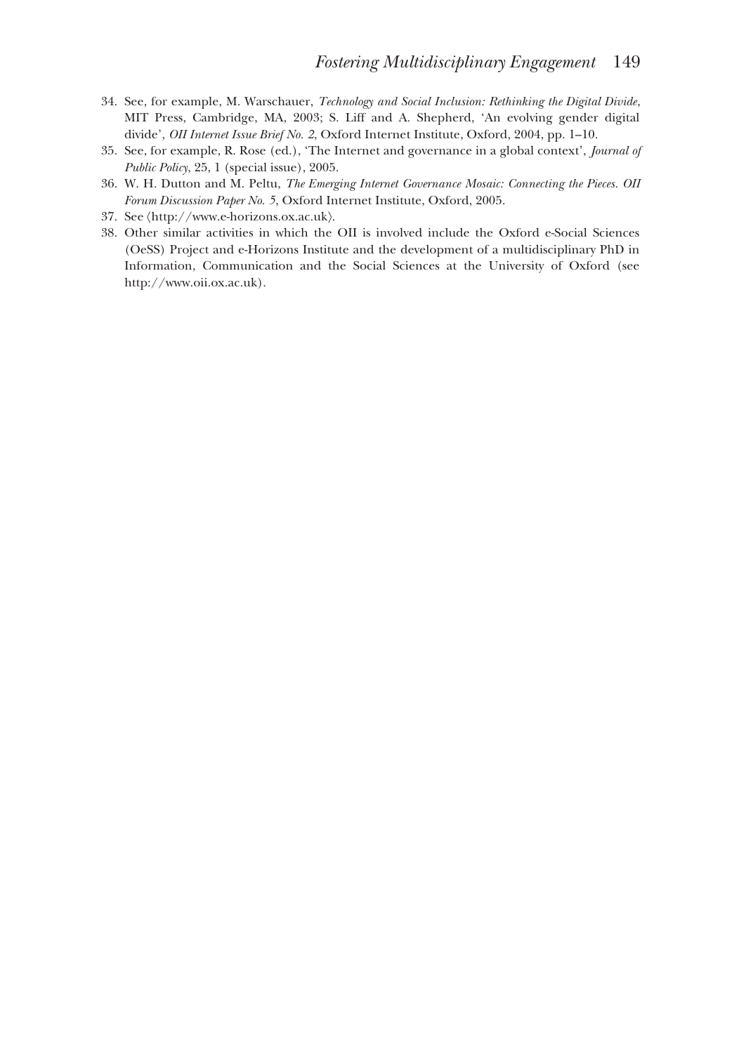34. See, for example, M. Warschauer, *Technology and Social Inclusion: Rethinking the Digital Divide*, MIT Press, Cambridge, MA, 2003; S. Liff and A. Shepherd, 'An evolving gender digital divide', *OII Internet Issue Brief No. 2*, Oxford Internet Institute, Oxford, 2004, pp. 1–10.
35. See, for example, R. Rose (ed.), 'The Internet and governance in a global context', *Journal of Public Policy*, 25, 1 (special issue), 2005.
36. W. H. Dutton and M. Peltu, *The Emerging Internet Governance Mosaic: Connecting the Pieces. OII Forum Discussion Paper No. 5*, Oxford Internet Institute, Oxford, 2005.
37. See ⟨http://www.e-horizons.ox.ac.uk⟩.
38. Other similar activities in which the OII is involved include the Oxford e-Social Sciences (OeSS) Project and e-Horizons Institute and the development of a multidisciplinary PhD in Information, Communication and the Social Sciences at the University of Oxford (see http://www.oii.ox.ac.uk).